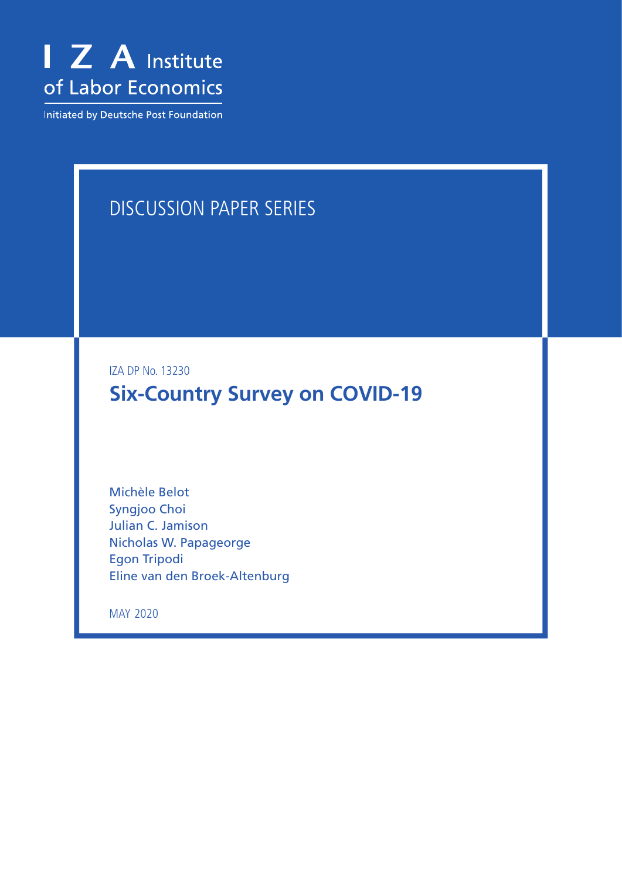I Z A Institute of Labor Economics

Initiated by Deutsche Post Foundation

DISCUSSION PAPER SERIES

IZA DP No. 13230

# Six-Country Survey on COVID-19

Michèle Belot
Syngjoo Choi
Julian C. Jamison
Nicholas W. Papageorge
Egon Tripodi
Eline van den Broek-Altenburg

MAY 2020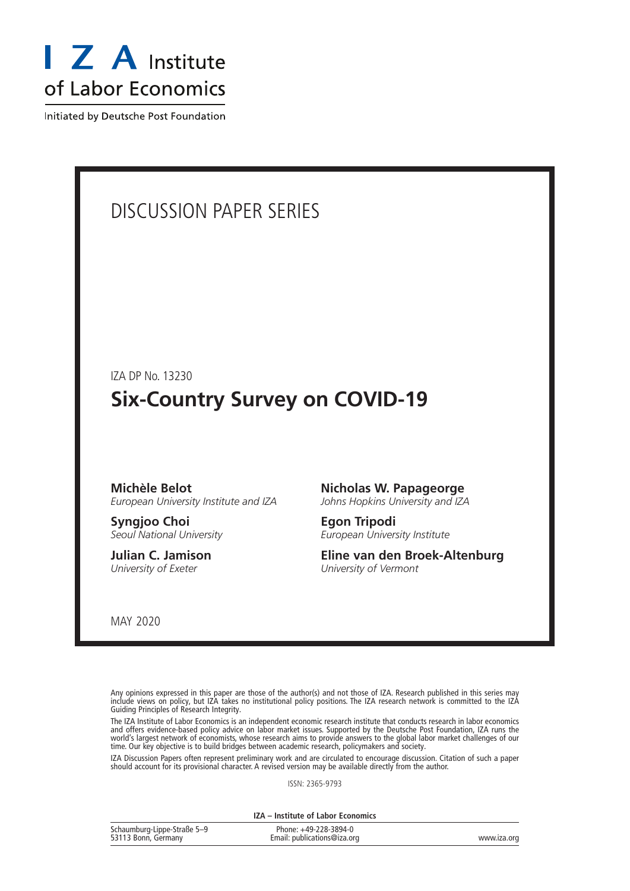# I Z A Institute of Labor Economics

Initiated by Deutsche Post Foundation

DISCUSSION PAPER SERIES

IZA DP No. 13230

## Six-Country Survey on COVID-19

**Michèle Belot**
*European University Institute and IZA*

**Syngjoo Choi**
*Seoul National University*

**Julian C. Jamison**
*University of Exeter*

**Nicholas W. Papageorge**
*Johns Hopkins University and IZA*

**Egon Tripodi**
*European University Institute*

**Eline van den Broek-Altenburg**
*University of Vermont*

MAY 2020

Any opinions expressed in this paper are those of the author(s) and not those of IZA. Research published in this series may include views on policy, but IZA takes no institutional policy positions. The IZA research network is committed to the IZA Guiding Principles of Research Integrity.

The IZA Institute of Labor Economics is an independent economic research institute that conducts research in labor economics and offers evidence-based policy advice on labor market issues. Supported by the Deutsche Post Foundation, IZA runs the world's largest network of economists, whose research aims to provide answers to the global labor market challenges of our time. Our key objective is to build bridges between academic research, policymakers and society.

IZA Discussion Papers often represent preliminary work and are circulated to encourage discussion. Citation of such a paper should account for its provisional character. A revised version may be available directly from the author.

ISSN: 2365-9793

**IZA – Institute of Labor Economics**

Schaumburg-Lippe-Straße 5–9
53113 Bonn, Germany

Phone: +49-228-3894-0
Email: publications@iza.org

www.iza.org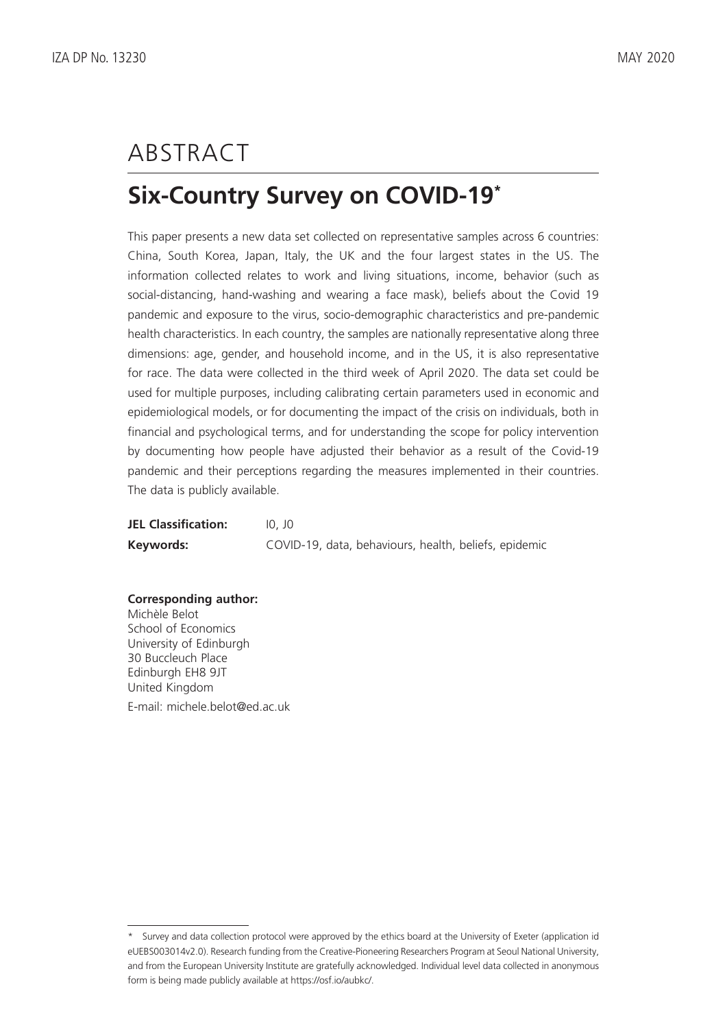# ABSTRACT

## Six-Country Survey on COVID-19*

This paper presents a new data set collected on representative samples across 6 countries: China, South Korea, Japan, Italy, the UK and the four largest states in the US. The information collected relates to work and living situations, income, behavior (such as social-distancing, hand-washing and wearing a face mask), beliefs about the Covid 19 pandemic and exposure to the virus, socio-demographic characteristics and pre-pandemic health characteristics. In each country, the samples are nationally representative along three dimensions: age, gender, and household income, and in the US, it is also representative for race. The data were collected in the third week of April 2020. The data set could be used for multiple purposes, including calibrating certain parameters used in economic and epidemiological models, or for documenting the impact of the crisis on individuals, both in financial and psychological terms, and for understanding the scope for policy intervention by documenting how people have adjusted their behavior as a result of the Covid-19 pandemic and their perceptions regarding the measures implemented in their countries. The data is publicly available.

**JEL Classification:** I0, J0

**Keywords:** COVID-19, data, behaviours, health, beliefs, epidemic

**Corresponding author:**
Michèle Belot
School of Economics
University of Edinburgh
30 Buccleuch Place
Edinburgh EH8 9JT
United Kingdom

E-mail: michele.belot@ed.ac.uk

---

* Survey and data collection protocol were approved by the ethics board at the University of Exeter (application id eUEBS003014v2.0). Research funding from the Creative-Pioneering Researchers Program at Seoul National University, and from the European University Institute are gratefully acknowledged. Individual level data collected in anonymous form is being made publicly available at https://osf.io/aubkc/.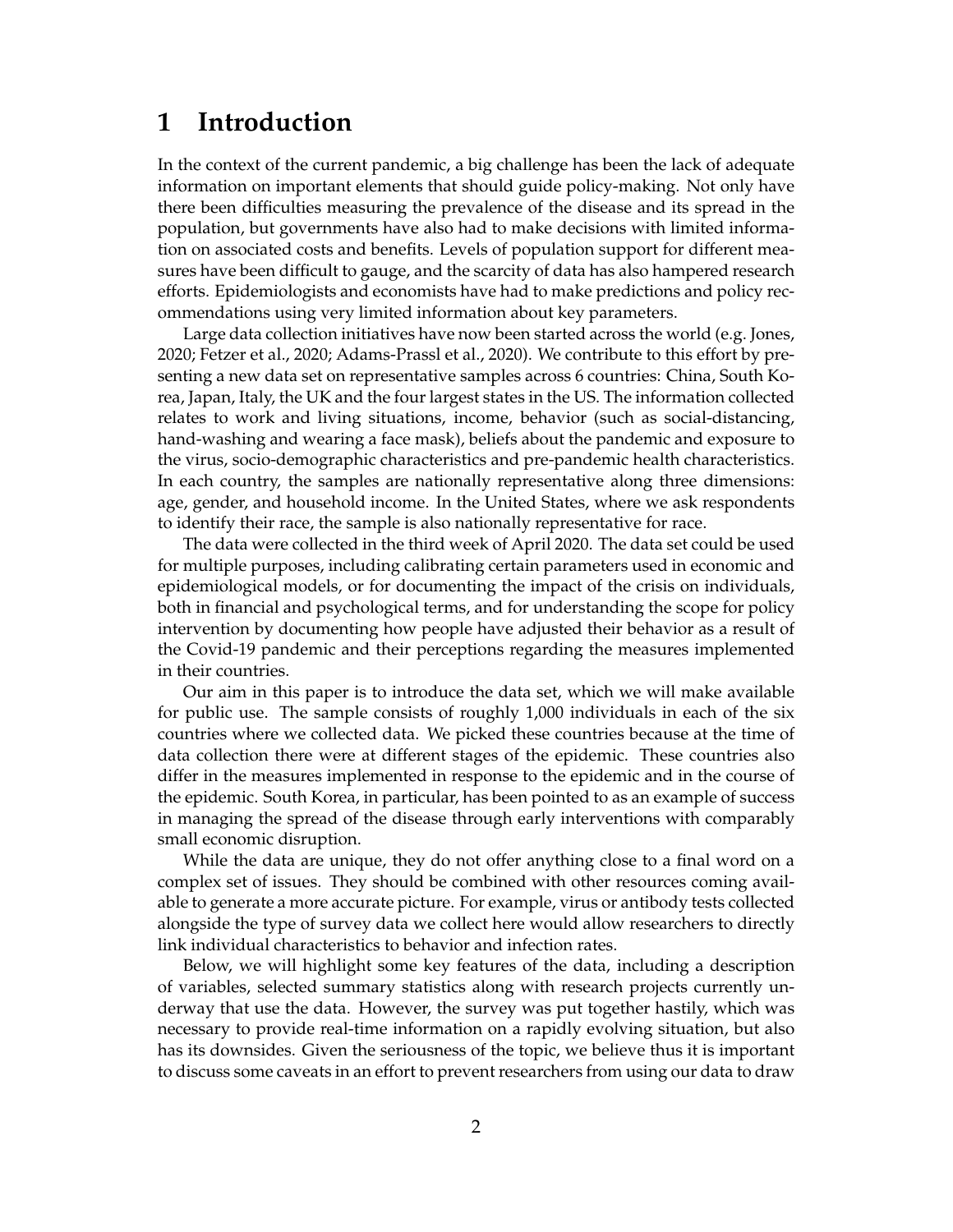# 1 Introduction

In the context of the current pandemic, a big challenge has been the lack of adequate information on important elements that should guide policy-making. Not only have there been difficulties measuring the prevalence of the disease and its spread in the population, but governments have also had to make decisions with limited information on associated costs and benefits. Levels of population support for different measures have been difficult to gauge, and the scarcity of data has also hampered research efforts. Epidemiologists and economists have had to make predictions and policy recommendations using very limited information about key parameters.

Large data collection initiatives have now been started across the world (e.g. Jones, 2020; Fetzer et al., 2020; Adams-Prassl et al., 2020). We contribute to this effort by presenting a new data set on representative samples across 6 countries: China, South Korea, Japan, Italy, the UK and the four largest states in the US. The information collected relates to work and living situations, income, behavior (such as social-distancing, hand-washing and wearing a face mask), beliefs about the pandemic and exposure to the virus, socio-demographic characteristics and pre-pandemic health characteristics. In each country, the samples are nationally representative along three dimensions: age, gender, and household income. In the United States, where we ask respondents to identify their race, the sample is also nationally representative for race.

The data were collected in the third week of April 2020. The data set could be used for multiple purposes, including calibrating certain parameters used in economic and epidemiological models, or for documenting the impact of the crisis on individuals, both in financial and psychological terms, and for understanding the scope for policy intervention by documenting how people have adjusted their behavior as a result of the Covid-19 pandemic and their perceptions regarding the measures implemented in their countries.

Our aim in this paper is to introduce the data set, which we will make available for public use. The sample consists of roughly 1,000 individuals in each of the six countries where we collected data. We picked these countries because at the time of data collection there were at different stages of the epidemic. These countries also differ in the measures implemented in response to the epidemic and in the course of the epidemic. South Korea, in particular, has been pointed to as an example of success in managing the spread of the disease through early interventions with comparably small economic disruption.

While the data are unique, they do not offer anything close to a final word on a complex set of issues. They should be combined with other resources coming available to generate a more accurate picture. For example, virus or antibody tests collected alongside the type of survey data we collect here would allow researchers to directly link individual characteristics to behavior and infection rates.

Below, we will highlight some key features of the data, including a description of variables, selected summary statistics along with research projects currently underway that use the data. However, the survey was put together hastily, which was necessary to provide real-time information on a rapidly evolving situation, but also has its downsides. Given the seriousness of the topic, we believe thus it is important to discuss some caveats in an effort to prevent researchers from using our data to draw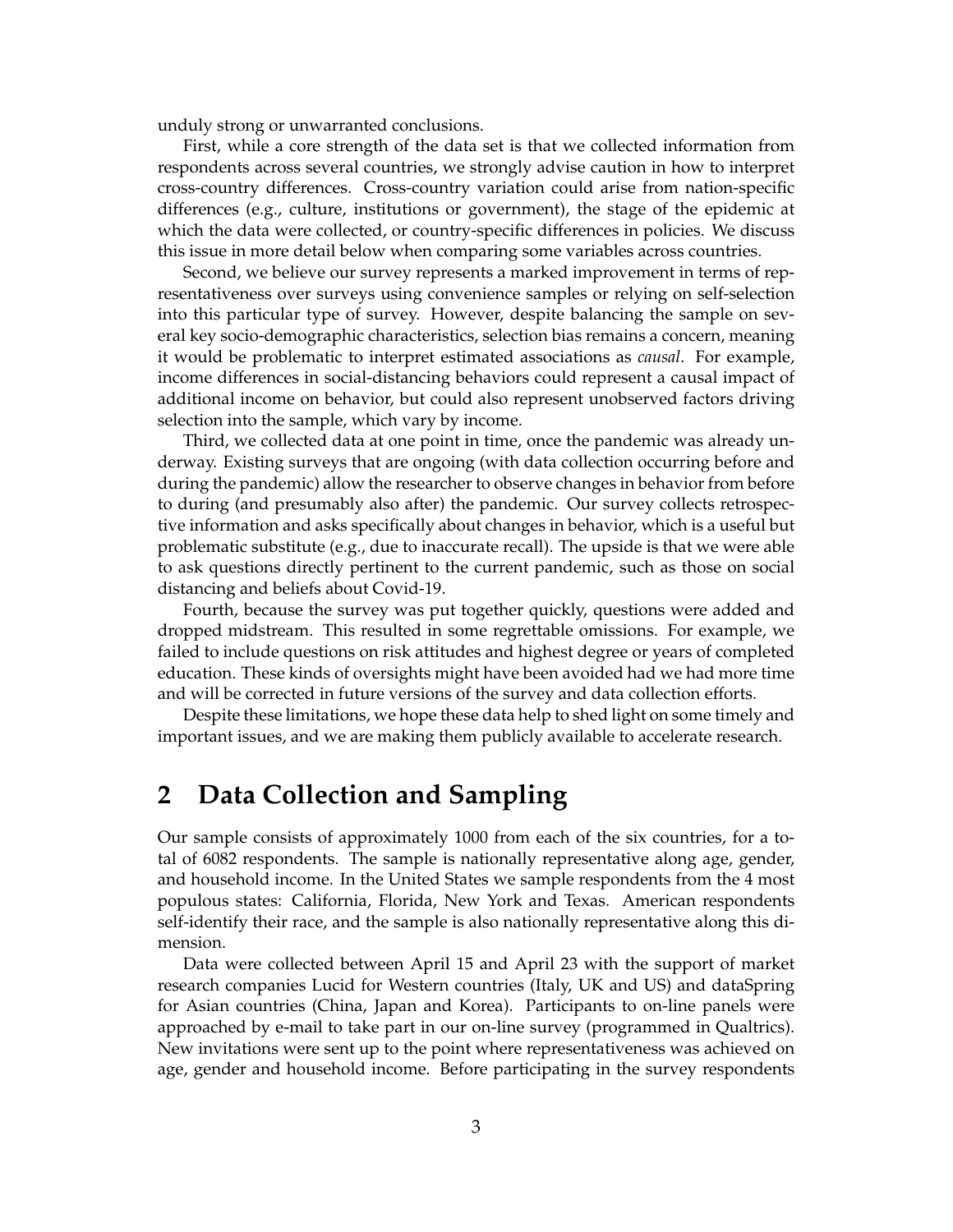unduly strong or unwarranted conclusions.

First, while a core strength of the data set is that we collected information from respondents across several countries, we strongly advise caution in how to interpret cross-country differences. Cross-country variation could arise from nation-specific differences (e.g., culture, institutions or government), the stage of the epidemic at which the data were collected, or country-specific differences in policies. We discuss this issue in more detail below when comparing some variables across countries.

Second, we believe our survey represents a marked improvement in terms of representativeness over surveys using convenience samples or relying on self-selection into this particular type of survey. However, despite balancing the sample on several key socio-demographic characteristics, selection bias remains a concern, meaning it would be problematic to interpret estimated associations as *causal*. For example, income differences in social-distancing behaviors could represent a causal impact of additional income on behavior, but could also represent unobserved factors driving selection into the sample, which vary by income.

Third, we collected data at one point in time, once the pandemic was already underway. Existing surveys that are ongoing (with data collection occurring before and during the pandemic) allow the researcher to observe changes in behavior from before to during (and presumably also after) the pandemic. Our survey collects retrospective information and asks specifically about changes in behavior, which is a useful but problematic substitute (e.g., due to inaccurate recall). The upside is that we were able to ask questions directly pertinent to the current pandemic, such as those on social distancing and beliefs about Covid-19.

Fourth, because the survey was put together quickly, questions were added and dropped midstream. This resulted in some regrettable omissions. For example, we failed to include questions on risk attitudes and highest degree or years of completed education. These kinds of oversights might have been avoided had we had more time and will be corrected in future versions of the survey and data collection efforts.

Despite these limitations, we hope these data help to shed light on some timely and important issues, and we are making them publicly available to accelerate research.

# 2 Data Collection and Sampling

Our sample consists of approximately 1000 from each of the six countries, for a total of 6082 respondents. The sample is nationally representative along age, gender, and household income. In the United States we sample respondents from the 4 most populous states: California, Florida, New York and Texas. American respondents self-identify their race, and the sample is also nationally representative along this dimension.

Data were collected between April 15 and April 23 with the support of market research companies Lucid for Western countries (Italy, UK and US) and dataSpring for Asian countries (China, Japan and Korea). Participants to on-line panels were approached by e-mail to take part in our on-line survey (programmed in Qualtrics). New invitations were sent up to the point where representativeness was achieved on age, gender and household income. Before participating in the survey respondents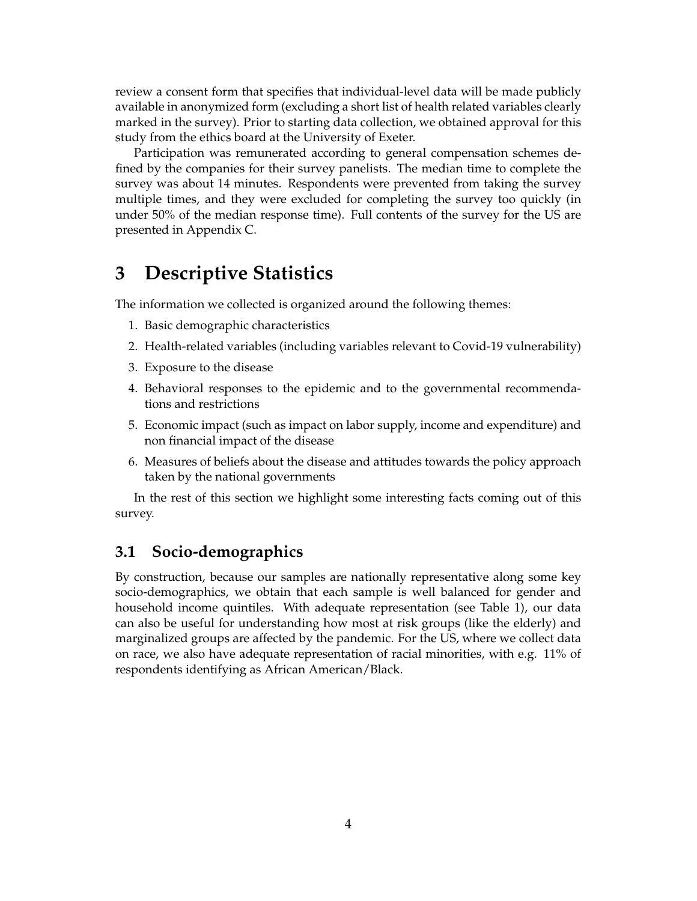review a consent form that specifies that individual-level data will be made publicly available in anonymized form (excluding a short list of health related variables clearly marked in the survey). Prior to starting data collection, we obtained approval for this study from the ethics board at the University of Exeter.

Participation was remunerated according to general compensation schemes defined by the companies for their survey panelists. The median time to complete the survey was about 14 minutes. Respondents were prevented from taking the survey multiple times, and they were excluded for completing the survey too quickly (in under 50% of the median response time). Full contents of the survey for the US are presented in Appendix C.

# 3 Descriptive Statistics

The information we collected is organized around the following themes:

1. Basic demographic characteristics
2. Health-related variables (including variables relevant to Covid-19 vulnerability)
3. Exposure to the disease
4. Behavioral responses to the epidemic and to the governmental recommendations and restrictions
5. Economic impact (such as impact on labor supply, income and expenditure) and non financial impact of the disease
6. Measures of beliefs about the disease and attitudes towards the policy approach taken by the national governments

In the rest of this section we highlight some interesting facts coming out of this survey.

## 3.1 Socio-demographics

By construction, because our samples are nationally representative along some key socio-demographics, we obtain that each sample is well balanced for gender and household income quintiles. With adequate representation (see Table 1), our data can also be useful for understanding how most at risk groups (like the elderly) and marginalized groups are affected by the pandemic. For the US, where we collect data on race, we also have adequate representation of racial minorities, with e.g. 11% of respondents identifying as African American/Black.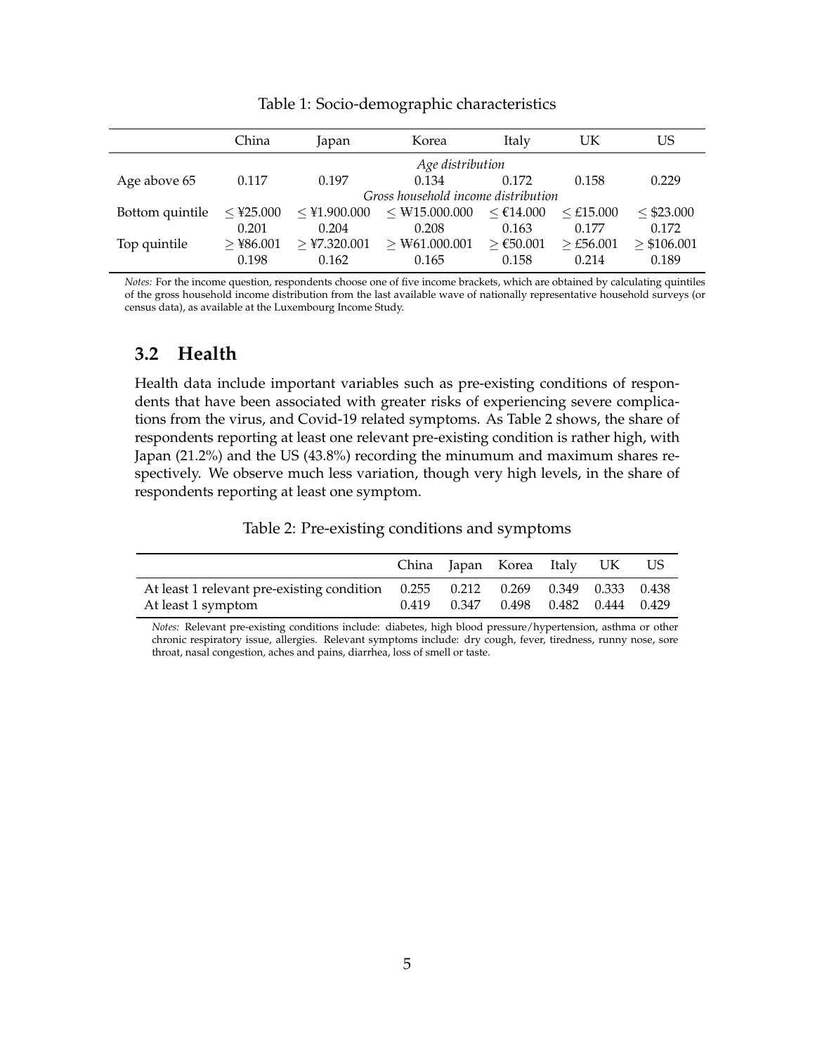Table 1: Socio-demographic characteristics

| | China | Japan | Korea | Italy | UK | US |
|---|---|---|---|---|---|---|
| | | | *Age distribution* | | | |
| Age above 65 | 0.117 | 0.197 | 0.134 | 0.172 | 0.158 | 0.229 |
| | | | *Gross household income distribution* | | | |
| Bottom quintile | ≤ ¥25.000 | ≤ ¥1.900.000 | ≤ ₩15.000.000 | ≤ €14.000 | ≤ £15.000 | ≤ $23.000 |
| | 0.201 | 0.204 | 0.208 | 0.163 | 0.177 | 0.172 |
| Top quintile | ≥ ¥86.001 | ≥ ¥7.320.001 | ≥ ₩61.000.001 | ≥ €50.001 | ≥ £56.001 | ≥ $106.001 |
| | 0.198 | 0.162 | 0.165 | 0.158 | 0.214 | 0.189 |

*Notes:* For the income question, respondents choose one of five income brackets, which are obtained by calculating quintiles of the gross household income distribution from the last available wave of nationally representative household surveys (or census data), as available at the Luxembourg Income Study.

## 3.2 Health

Health data include important variables such as pre-existing conditions of respondents that have been associated with greater risks of experiencing severe complications from the virus, and Covid-19 related symptoms. As Table 2 shows, the share of respondents reporting at least one relevant pre-existing condition is rather high, with Japan (21.2%) and the US (43.8%) recording the minumum and maximum shares respectively. We observe much less variation, though very high levels, in the share of respondents reporting at least one symptom.

Table 2: Pre-existing conditions and symptoms

| | China | Japan | Korea | Italy | UK | US |
|---|---|---|---|---|---|---|
| At least 1 relevant pre-existing condition | 0.255 | 0.212 | 0.269 | 0.349 | 0.333 | 0.438 |
| At least 1 symptom | 0.419 | 0.347 | 0.498 | 0.482 | 0.444 | 0.429 |

*Notes:* Relevant pre-existing conditions include: diabetes, high blood pressure/hypertension, asthma or other chronic respiratory issue, allergies. Relevant symptoms include: dry cough, fever, tiredness, runny nose, sore throat, nasal congestion, aches and pains, diarrhea, loss of smell or taste.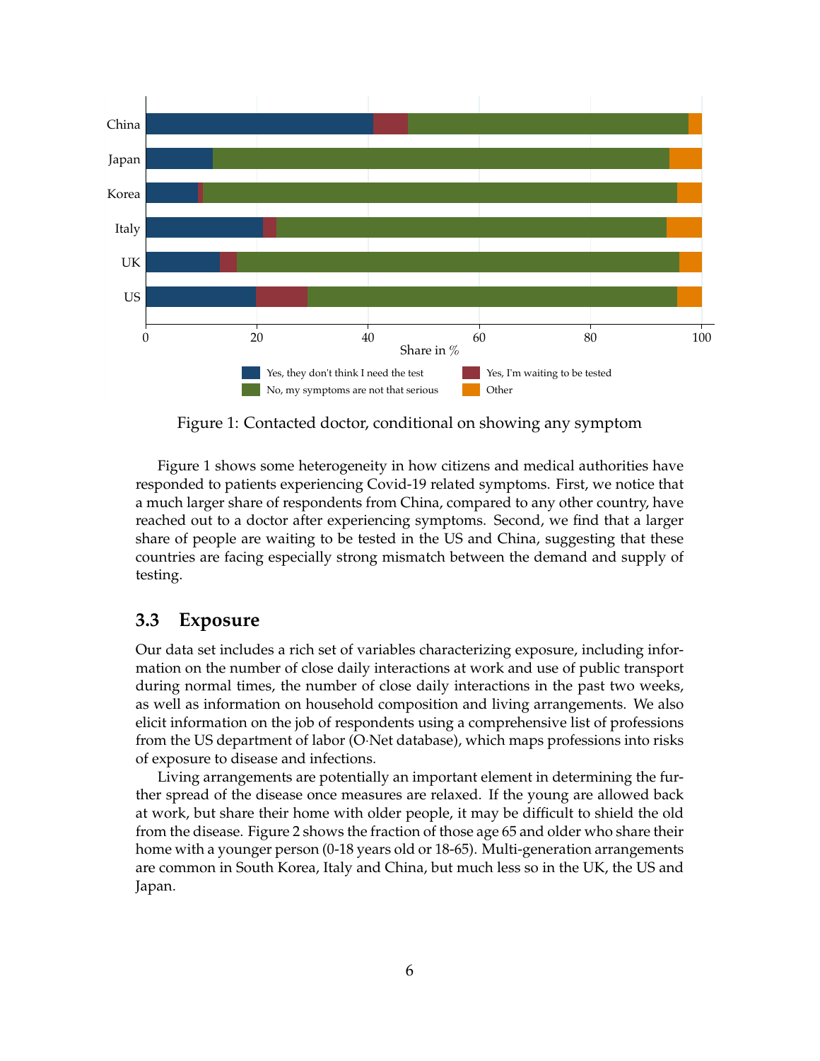Figure 1: Contacted doctor, conditional on showing any symptom

Figure 1 shows some heterogeneity in how citizens and medical authorities have responded to patients experiencing Covid-19 related symptoms. First, we notice that a much larger share of respondents from China, compared to any other country, have reached out to a doctor after experiencing symptoms. Second, we find that a larger share of people are waiting to be tested in the US and China, suggesting that these countries are facing especially strong mismatch between the demand and supply of testing.

### 3.3 Exposure

Our data set includes a rich set of variables characterizing exposure, including information on the number of close daily interactions at work and use of public transport during normal times, the number of close daily interactions in the past two weeks, as well as information on household composition and living arrangements. We also elicit information on the job of respondents using a comprehensive list of professions from the US department of labor (O·Net database), which maps professions into risks of exposure to disease and infections.

Living arrangements are potentially an important element in determining the further spread of the disease once measures are relaxed. If the young are allowed back at work, but share their home with older people, it may be difficult to shield the old from the disease. Figure 2 shows the fraction of those age 65 and older who share their home with a younger person (0-18 years old or 18-65). Multi-generation arrangements are common in South Korea, Italy and China, but much less so in the UK, the US and Japan.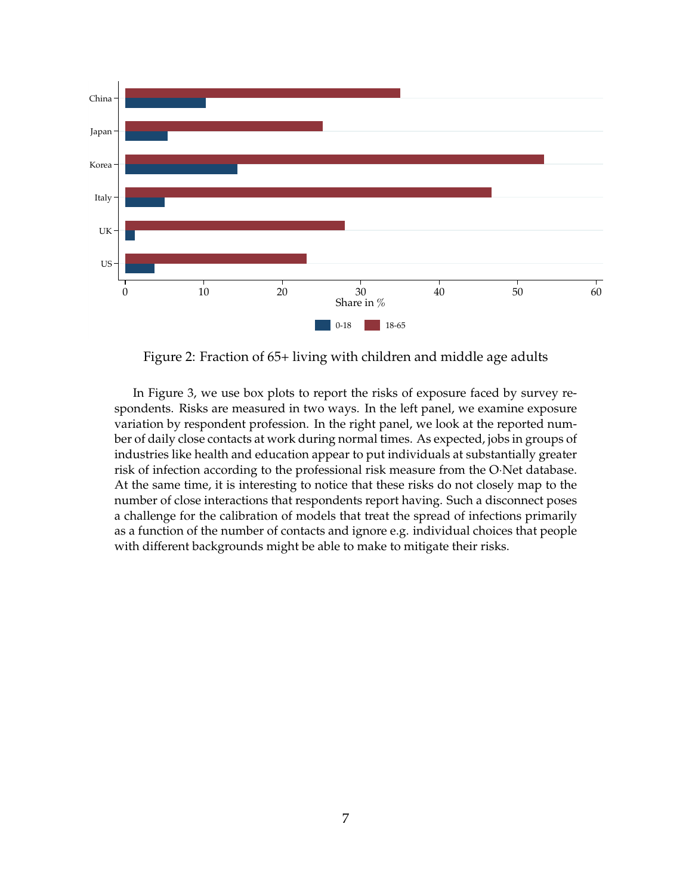Figure 2: Fraction of 65+ living with children and middle age adults

In Figure 3, we use box plots to report the risks of exposure faced by survey respondents. Risks are measured in two ways. In the left panel, we examine exposure variation by respondent profession. In the right panel, we look at the reported number of daily close contacts at work during normal times. As expected, jobs in groups of industries like health and education appear to put individuals at substantially greater risk of infection according to the professional risk measure from the O·Net database. At the same time, it is interesting to notice that these risks do not closely map to the number of close interactions that respondents report having. Such a disconnect poses a challenge for the calibration of models that treat the spread of infections primarily as a function of the number of contacts and ignore e.g. individual choices that people with different backgrounds might be able to make to mitigate their risks.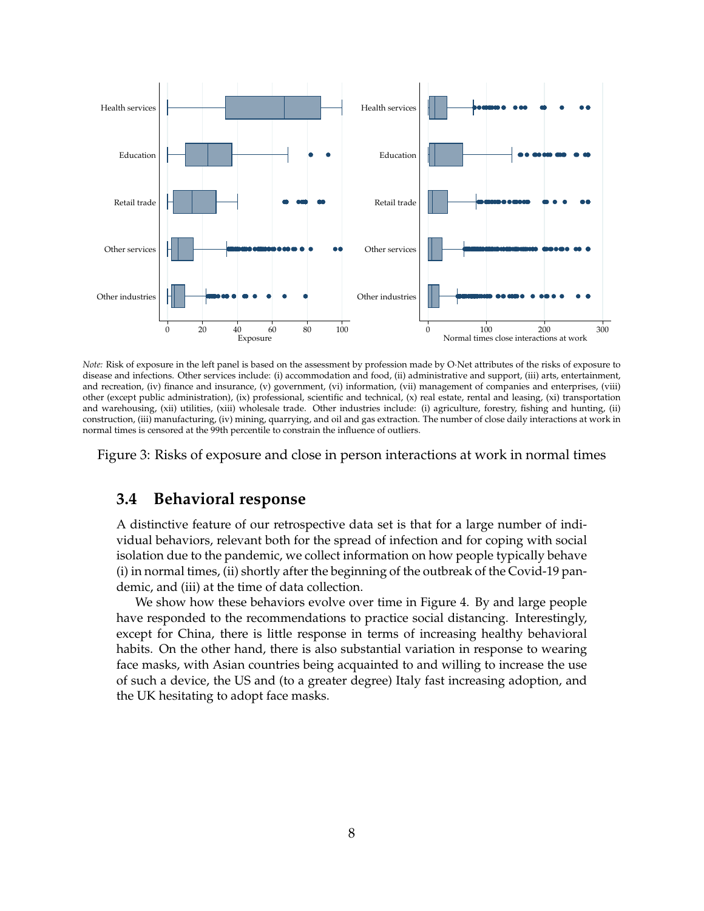*Note:* Risk of exposure in the left panel is based on the assessment by profession made by O·Net attributes of the risks of exposure to disease and infections. Other services include: (i) accommodation and food, (ii) administrative and support, (iii) arts, entertainment, and recreation, (iv) finance and insurance, (v) government, (vi) information, (vii) management of companies and enterprises, (viii) other (except public administration), (ix) professional, scientific and technical, (x) real estate, rental and leasing, (xi) transportation and warehousing, (xii) utilities, (xiii) wholesale trade. Other industries include: (i) agriculture, forestry, fishing and hunting, (ii) construction, (iii) manufacturing, (iv) mining, quarrying, and oil and gas extraction. The number of close daily interactions at work in normal times is censored at the 99th percentile to constrain the influence of outliers.

Figure 3: Risks of exposure and close in person interactions at work in normal times

### 3.4 Behavioral response

A distinctive feature of our retrospective data set is that for a large number of individual behaviors, relevant both for the spread of infection and for coping with social isolation due to the pandemic, we collect information on how people typically behave (i) in normal times, (ii) shortly after the beginning of the outbreak of the Covid-19 pandemic, and (iii) at the time of data collection.

We show how these behaviors evolve over time in Figure 4. By and large people have responded to the recommendations to practice social distancing. Interestingly, except for China, there is little response in terms of increasing healthy behavioral habits. On the other hand, there is also substantial variation in response to wearing face masks, with Asian countries being acquainted to and willing to increase the use of such a device, the US and (to a greater degree) Italy fast increasing adoption, and the UK hesitating to adopt face masks.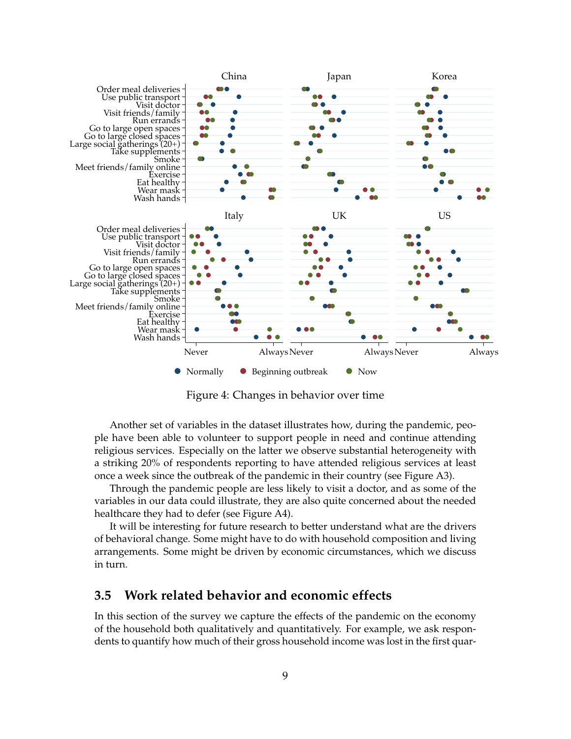Figure 4: Changes in behavior over time

Another set of variables in the dataset illustrates how, during the pandemic, people have been able to volunteer to support people in need and continue attending religious services. Especially on the latter we observe substantial heterogeneity with a striking 20% of respondents reporting to have attended religious services at least once a week since the outbreak of the pandemic in their country (see Figure A3).

Through the pandemic people are less likely to visit a doctor, and as some of the variables in our data could illustrate, they are also quite concerned about the needed healthcare they had to defer (see Figure A4).

It will be interesting for future research to better understand what are the drivers of behavioral change. Some might have to do with household composition and living arrangements. Some might be driven by economic circumstances, which we discuss in turn.

## 3.5 Work related behavior and economic effects

In this section of the survey we capture the effects of the pandemic on the economy of the household both qualitatively and quantitatively. For example, we ask respondents to quantify how much of their gross household income was lost in the first quar-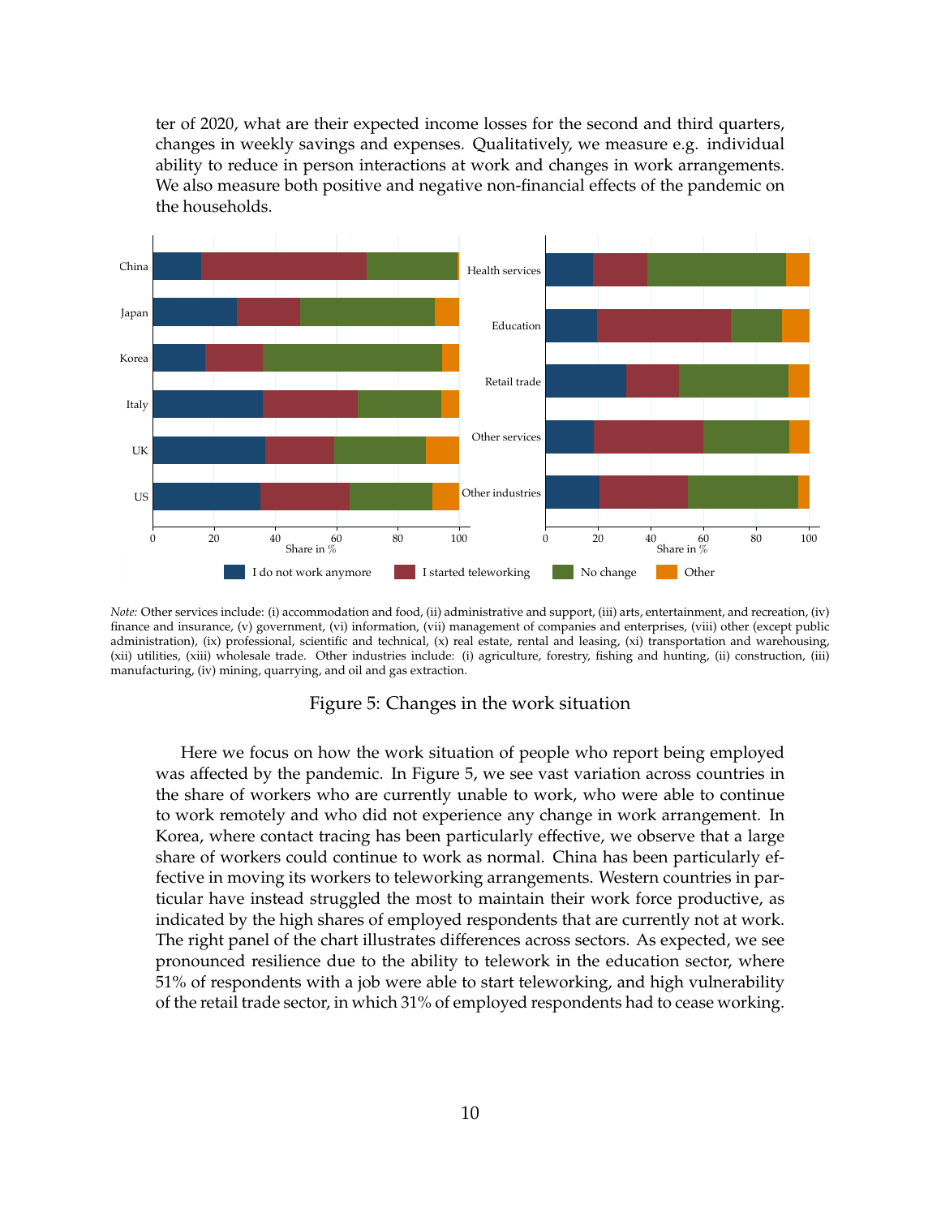ter of 2020, what are their expected income losses for the second and third quarters, changes in weekly savings and expenses. Qualitatively, we measure e.g. individual ability to reduce in person interactions at work and changes in work arrangements. We also measure both positive and negative non-financial effects of the pandemic on the households.

*Note:* Other services include: (i) accommodation and food, (ii) administrative and support, (iii) arts, entertainment, and recreation, (iv) finance and insurance, (v) government, (vi) information, (vii) management of companies and enterprises, (viii) other (except public administration), (ix) professional, scientific and technical, (x) real estate, rental and leasing, (xi) transportation and warehousing, (xii) utilities, (xiii) wholesale trade. Other industries include: (i) agriculture, forestry, fishing and hunting, (ii) construction, (iii) manufacturing, (iv) mining, quarrying, and oil and gas extraction.

Figure 5: Changes in the work situation

Here we focus on how the work situation of people who report being employed was affected by the pandemic. In Figure 5, we see vast variation across countries in the share of workers who are currently unable to work, who were able to continue to work remotely and who did not experience any change in work arrangement. In Korea, where contact tracing has been particularly effective, we observe that a large share of workers could continue to work as normal. China has been particularly effective in moving its workers to teleworking arrangements. Western countries in particular have instead struggled the most to maintain their work force productive, as indicated by the high shares of employed respondents that are currently not at work. The right panel of the chart illustrates differences across sectors. As expected, we see pronounced resilience due to the ability to telework in the education sector, where 51% of respondents with a job were able to start teleworking, and high vulnerability of the retail trade sector, in which 31% of employed respondents had to cease working.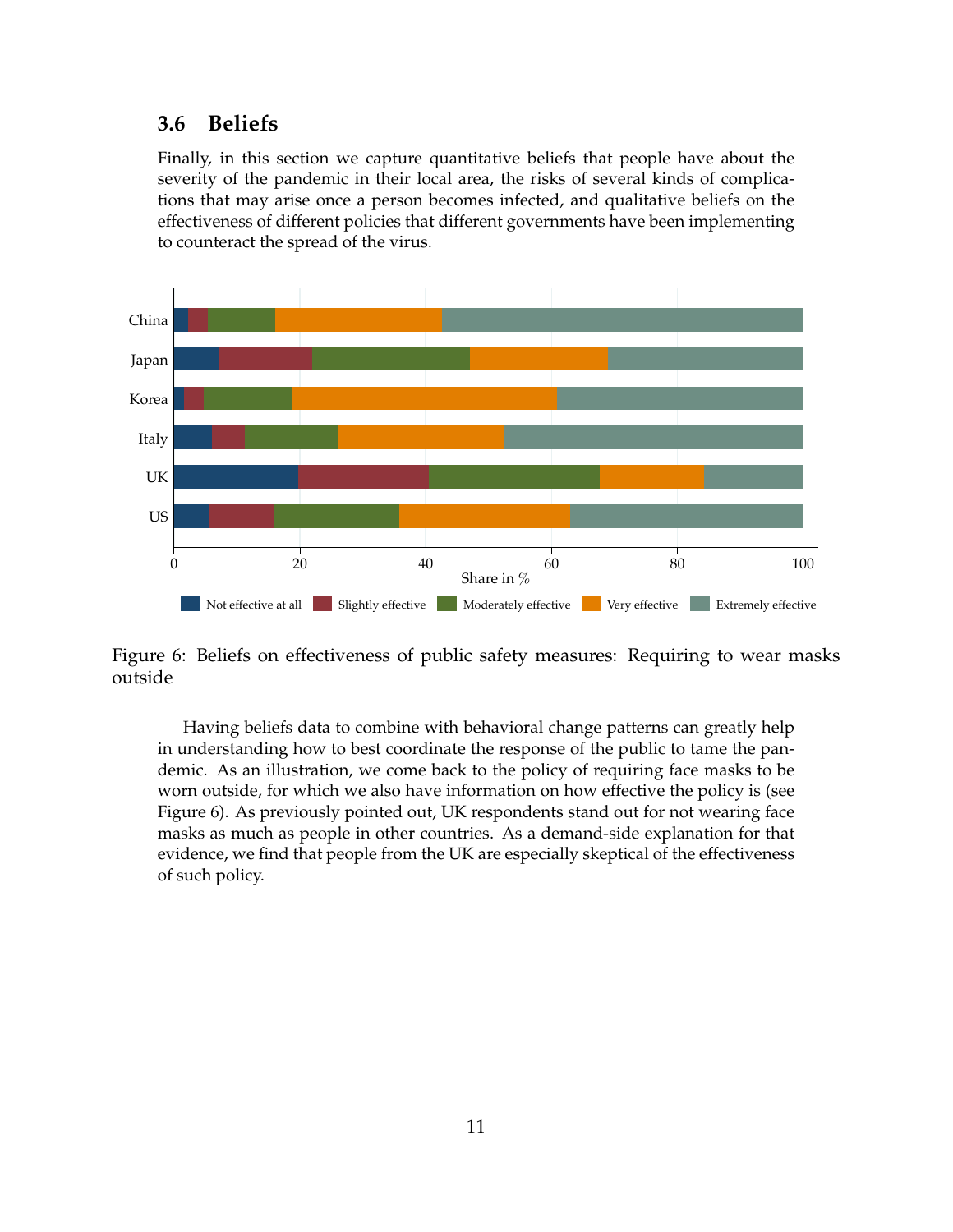### 3.6 Beliefs

Finally, in this section we capture quantitative beliefs that people have about the severity of the pandemic in their local area, the risks of several kinds of complications that may arise once a person becomes infected, and qualitative beliefs on the effectiveness of different policies that different governments have been implementing to counteract the spread of the virus.

Figure 6: Beliefs on effectiveness of public safety measures: Requiring to wear masks outside

Having beliefs data to combine with behavioral change patterns can greatly help in understanding how to best coordinate the response of the public to tame the pandemic. As an illustration, we come back to the policy of requiring face masks to be worn outside, for which we also have information on how effective the policy is (see Figure 6). As previously pointed out, UK respondents stand out for not wearing face masks as much as people in other countries. As a demand-side explanation for that evidence, we find that people from the UK are especially skeptical of the effectiveness of such policy.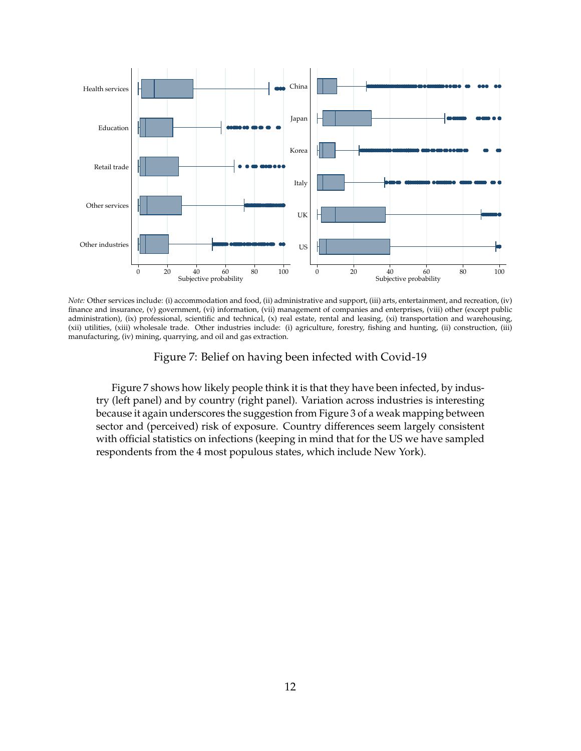*Note:* Other services include: (i) accommodation and food, (ii) administrative and support, (iii) arts, entertainment, and recreation, (iv) finance and insurance, (v) government, (vi) information, (vii) management of companies and enterprises, (viii) other (except public administration), (ix) professional, scientific and technical, (x) real estate, rental and leasing, (xi) transportation and warehousing, (xii) utilities, (xiii) wholesale trade. Other industries include: (i) agriculture, forestry, fishing and hunting, (ii) construction, (iii) manufacturing, (iv) mining, quarrying, and oil and gas extraction.

Figure 7: Belief on having been infected with Covid-19

Figure 7 shows how likely people think it is that they have been infected, by industry (left panel) and by country (right panel). Variation across industries is interesting because it again underscores the suggestion from Figure 3 of a weak mapping between sector and (perceived) risk of exposure. Country differences seem largely consistent with official statistics on infections (keeping in mind that for the US we have sampled respondents from the 4 most populous states, which include New York).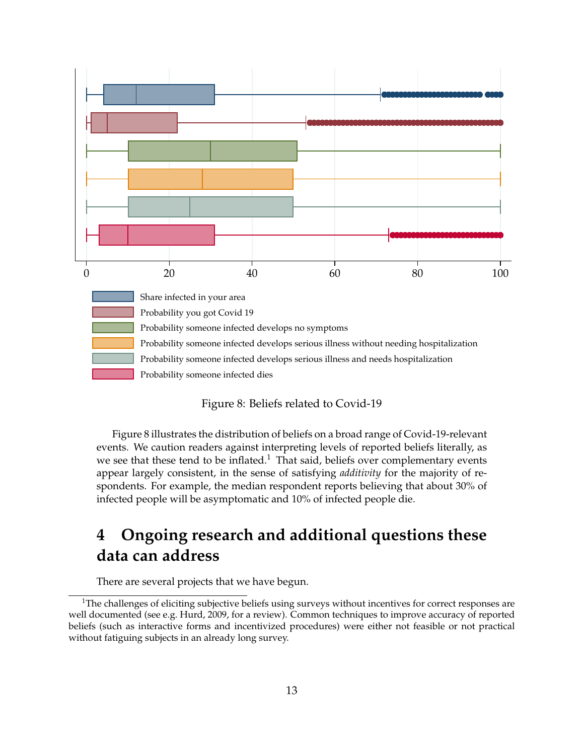Figure 8: Beliefs related to Covid-19

Figure 8 illustrates the distribution of beliefs on a broad range of Covid-19-relevant events. We caution readers against interpreting levels of reported beliefs literally, as we see that these tend to be inflated.[1] That said, beliefs over complementary events appear largely consistent, in the sense of satisfying *additivity* for the majority of respondents. For example, the median respondent reports believing that about 30% of infected people will be asymptomatic and 10% of infected people die.

## 4 Ongoing research and additional questions these data can address

There are several projects that we have begun.

[1] The challenges of eliciting subjective beliefs using surveys without incentives for correct responses are well documented (see e.g. Hurd, 2009, for a review). Common techniques to improve accuracy of reported beliefs (such as interactive forms and incentivized procedures) were either not feasible or not practical without fatiguing subjects in an already long survey.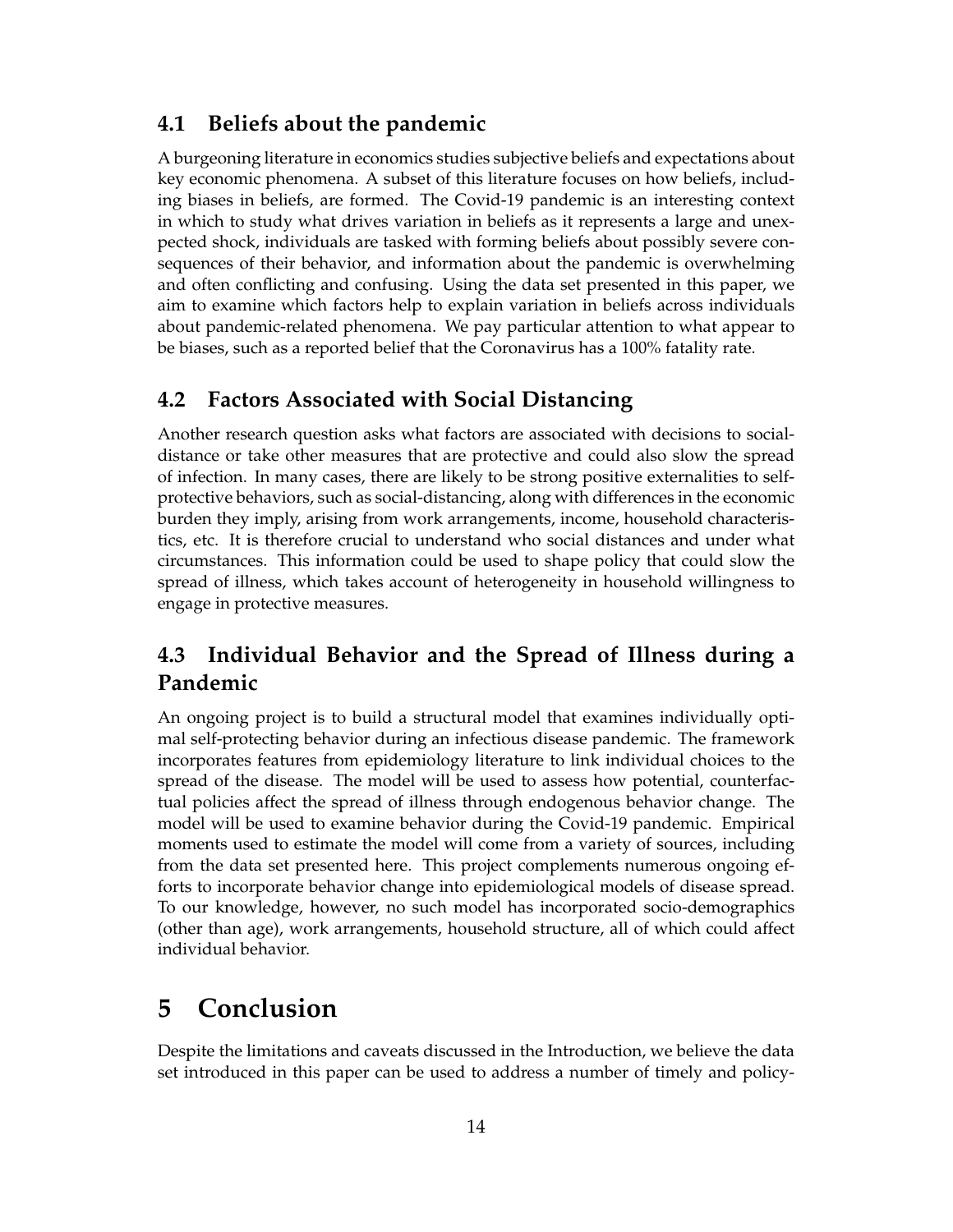### 4.1 Beliefs about the pandemic

A burgeoning literature in economics studies subjective beliefs and expectations about key economic phenomena. A subset of this literature focuses on how beliefs, including biases in beliefs, are formed. The Covid-19 pandemic is an interesting context in which to study what drives variation in beliefs as it represents a large and unexpected shock, individuals are tasked with forming beliefs about possibly severe consequences of their behavior, and information about the pandemic is overwhelming and often conflicting and confusing. Using the data set presented in this paper, we aim to examine which factors help to explain variation in beliefs across individuals about pandemic-related phenomena. We pay particular attention to what appear to be biases, such as a reported belief that the Coronavirus has a 100% fatality rate.

### 4.2 Factors Associated with Social Distancing

Another research question asks what factors are associated with decisions to social-distance or take other measures that are protective and could also slow the spread of infection. In many cases, there are likely to be strong positive externalities to self-protective behaviors, such as social-distancing, along with differences in the economic burden they imply, arising from work arrangements, income, household characteristics, etc. It is therefore crucial to understand who social distances and under what circumstances. This information could be used to shape policy that could slow the spread of illness, which takes account of heterogeneity in household willingness to engage in protective measures.

### 4.3 Individual Behavior and the Spread of Illness during a Pandemic

An ongoing project is to build a structural model that examines individually optimal self-protecting behavior during an infectious disease pandemic. The framework incorporates features from epidemiology literature to link individual choices to the spread of the disease. The model will be used to assess how potential, counterfactual policies affect the spread of illness through endogenous behavior change. The model will be used to examine behavior during the Covid-19 pandemic. Empirical moments used to estimate the model will come from a variety of sources, including from the data set presented here. This project complements numerous ongoing efforts to incorporate behavior change into epidemiological models of disease spread. To our knowledge, however, no such model has incorporated socio-demographics (other than age), work arrangements, household structure, all of which could affect individual behavior.

## 5 Conclusion

Despite the limitations and caveats discussed in the Introduction, we believe the data set introduced in this paper can be used to address a number of timely and policy-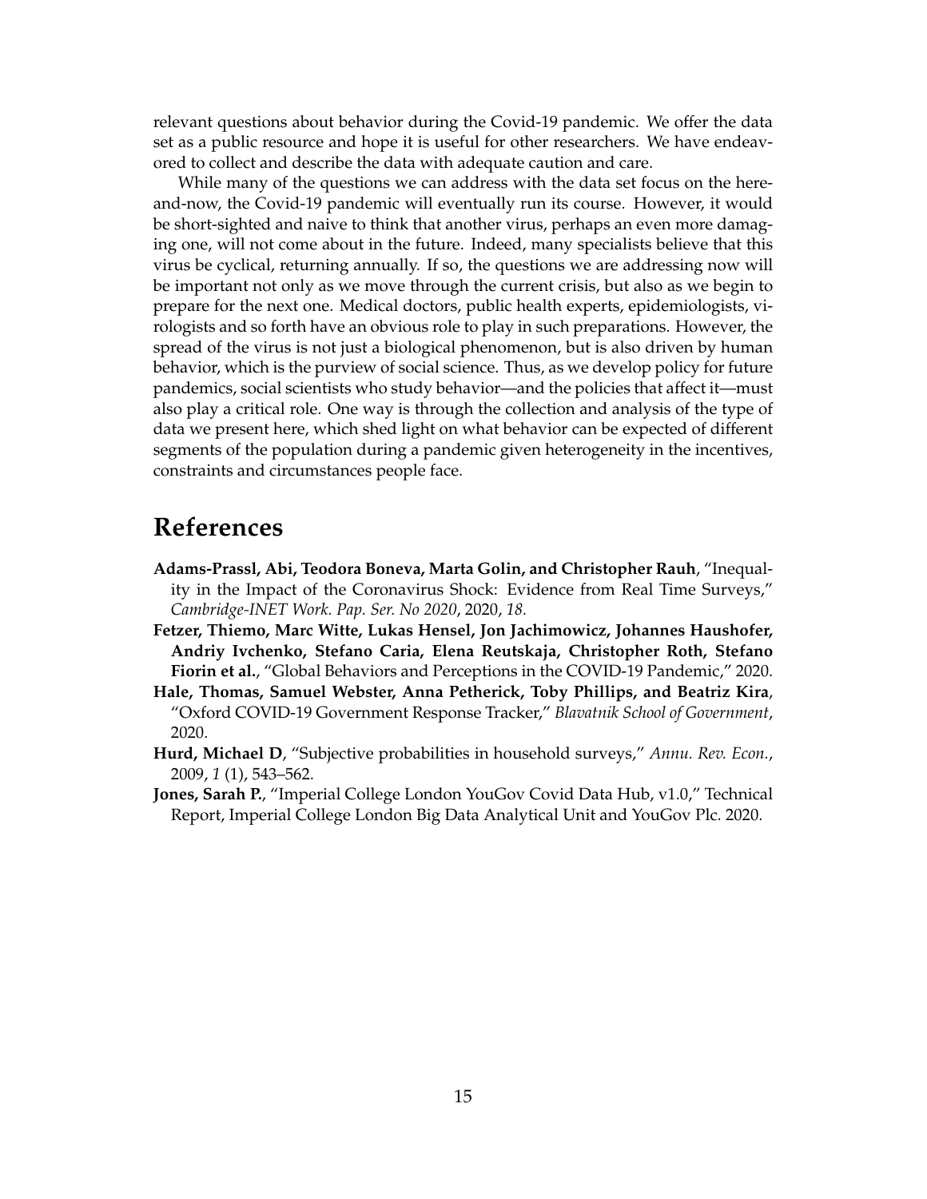relevant questions about behavior during the Covid-19 pandemic. We offer the data set as a public resource and hope it is useful for other researchers. We have endeavored to collect and describe the data with adequate caution and care.

While many of the questions we can address with the data set focus on the here-and-now, the Covid-19 pandemic will eventually run its course. However, it would be short-sighted and naive to think that another virus, perhaps an even more damaging one, will not come about in the future. Indeed, many specialists believe that this virus be cyclical, returning annually. If so, the questions we are addressing now will be important not only as we move through the current crisis, but also as we begin to prepare for the next one. Medical doctors, public health experts, epidemiologists, virologists and so forth have an obvious role to play in such preparations. However, the spread of the virus is not just a biological phenomenon, but is also driven by human behavior, which is the purview of social science. Thus, as we develop policy for future pandemics, social scientists who study behavior—and the policies that affect it—must also play a critical role. One way is through the collection and analysis of the type of data we present here, which shed light on what behavior can be expected of different segments of the population during a pandemic given heterogeneity in the incentives, constraints and circumstances people face.

# References

**Adams-Prassl, Abi, Teodora Boneva, Marta Golin, and Christopher Rauh**, "Inequality in the Impact of the Coronavirus Shock: Evidence from Real Time Surveys," *Cambridge-INET Work. Pap. Ser. No 2020*, 2020, *18.*

**Fetzer, Thiemo, Marc Witte, Lukas Hensel, Jon Jachimowicz, Johannes Haushofer, Andriy Ivchenko, Stefano Caria, Elena Reutskaja, Christopher Roth, Stefano Fiorin et al.**, "Global Behaviors and Perceptions in the COVID-19 Pandemic," 2020.

**Hale, Thomas, Samuel Webster, Anna Petherick, Toby Phillips, and Beatriz Kira**, "Oxford COVID-19 Government Response Tracker," *Blavatnik School of Government*, 2020.

**Hurd, Michael D**, "Subjective probabilities in household surveys," *Annu. Rev. Econ.*, 2009, *1* (1), 543–562.

**Jones, Sarah P.**, "Imperial College London YouGov Covid Data Hub, v1.0," Technical Report, Imperial College London Big Data Analytical Unit and YouGov Plc. 2020.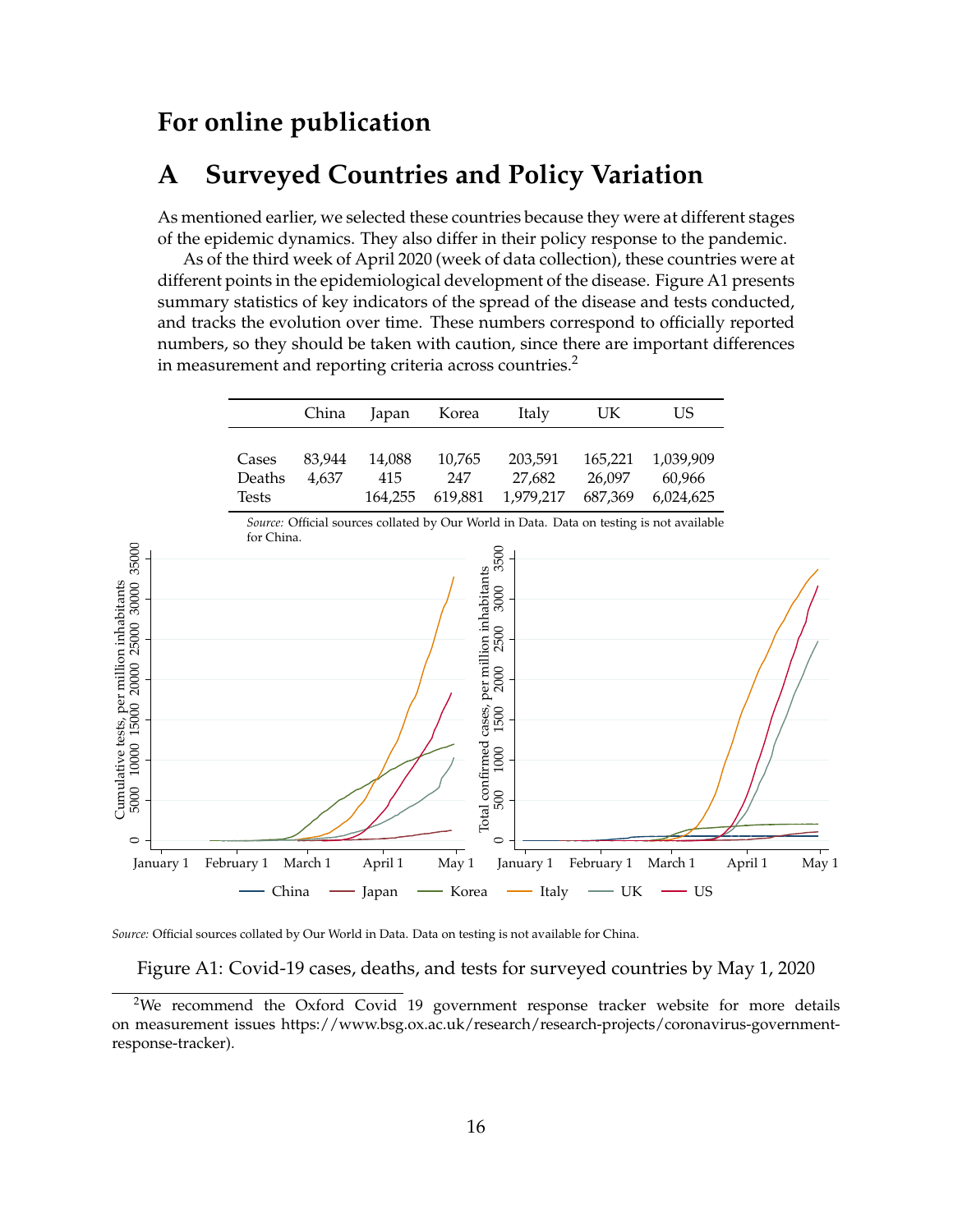# For online publication

## A Surveyed Countries and Policy Variation

As mentioned earlier, we selected these countries because they were at different stages of the epidemic dynamics. They also differ in their policy response to the pandemic.

As of the third week of April 2020 (week of data collection), these countries were at different points in the epidemiological development of the disease. Figure A1 presents summary statistics of key indicators of the spread of the disease and tests conducted, and tracks the evolution over time. These numbers correspond to officially reported numbers, so they should be taken with caution, since there are important differences in measurement and reporting criteria across countries.[2]

| | China | Japan | Korea | Italy | UK | US |
|---|---|---|---|---|---|---|
| Cases | 83,944 | 14,088 | 10,765 | 203,591 | 165,221 | 1,039,909 |
| Deaths | 4,637 | 415 | 247 | 27,682 | 26,097 | 60,966 |
| Tests | | 164,255 | 619,881 | 1,979,217 | 687,369 | 6,024,625 |

*Source:* Official sources collated by Our World in Data. Data on testing is not available for China.

*Source:* Official sources collated by Our World in Data. Data on testing is not available for China.

Figure A1: Covid-19 cases, deaths, and tests for surveyed countries by May 1, 2020

[2]We recommend the Oxford Covid 19 government response tracker website for more details on measurement issues https://www.bsg.ox.ac.uk/research/research-projects/coronavirus-government-response-tracker).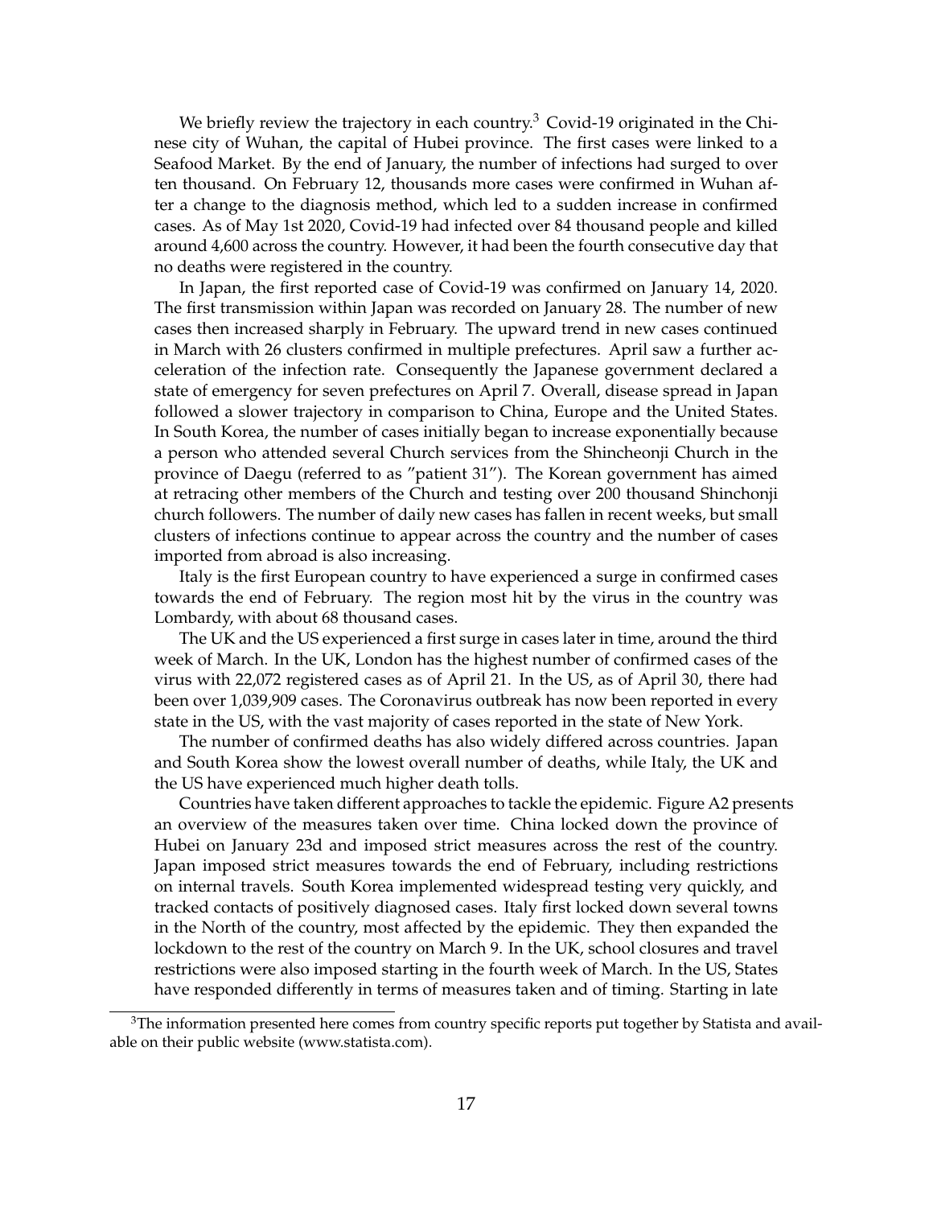We briefly review the trajectory in each country.[3] Covid-19 originated in the Chinese city of Wuhan, the capital of Hubei province. The first cases were linked to a Seafood Market. By the end of January, the number of infections had surged to over ten thousand. On February 12, thousands more cases were confirmed in Wuhan after a change to the diagnosis method, which led to a sudden increase in confirmed cases. As of May 1st 2020, Covid-19 had infected over 84 thousand people and killed around 4,600 across the country. However, it had been the fourth consecutive day that no deaths were registered in the country.

In Japan, the first reported case of Covid-19 was confirmed on January 14, 2020. The first transmission within Japan was recorded on January 28. The number of new cases then increased sharply in February. The upward trend in new cases continued in March with 26 clusters confirmed in multiple prefectures. April saw a further acceleration of the infection rate. Consequently the Japanese government declared a state of emergency for seven prefectures on April 7. Overall, disease spread in Japan followed a slower trajectory in comparison to China, Europe and the United States. In South Korea, the number of cases initially began to increase exponentially because a person who attended several Church services from the Shincheonji Church in the province of Daegu (referred to as "patient 31"). The Korean government has aimed at retracing other members of the Church and testing over 200 thousand Shinchonji church followers. The number of daily new cases has fallen in recent weeks, but small clusters of infections continue to appear across the country and the number of cases imported from abroad is also increasing.

Italy is the first European country to have experienced a surge in confirmed cases towards the end of February. The region most hit by the virus in the country was Lombardy, with about 68 thousand cases.

The UK and the US experienced a first surge in cases later in time, around the third week of March. In the UK, London has the highest number of confirmed cases of the virus with 22,072 registered cases as of April 21. In the US, as of April 30, there had been over 1,039,909 cases. The Coronavirus outbreak has now been reported in every state in the US, with the vast majority of cases reported in the state of New York.

The number of confirmed deaths has also widely differed across countries. Japan and South Korea show the lowest overall number of deaths, while Italy, the UK and the US have experienced much higher death tolls.

Countries have taken different approaches to tackle the epidemic. Figure A2 presents an overview of the measures taken over time. China locked down the province of Hubei on January 23d and imposed strict measures across the rest of the country. Japan imposed strict measures towards the end of February, including restrictions on internal travels. South Korea implemented widespread testing very quickly, and tracked contacts of positively diagnosed cases. Italy first locked down several towns in the North of the country, most affected by the epidemic. They then expanded the lockdown to the rest of the country on March 9. In the UK, school closures and travel restrictions were also imposed starting in the fourth week of March. In the US, States have responded differently in terms of measures taken and of timing. Starting in late

[3] The information presented here comes from country specific reports put together by Statista and available on their public website (www.statista.com).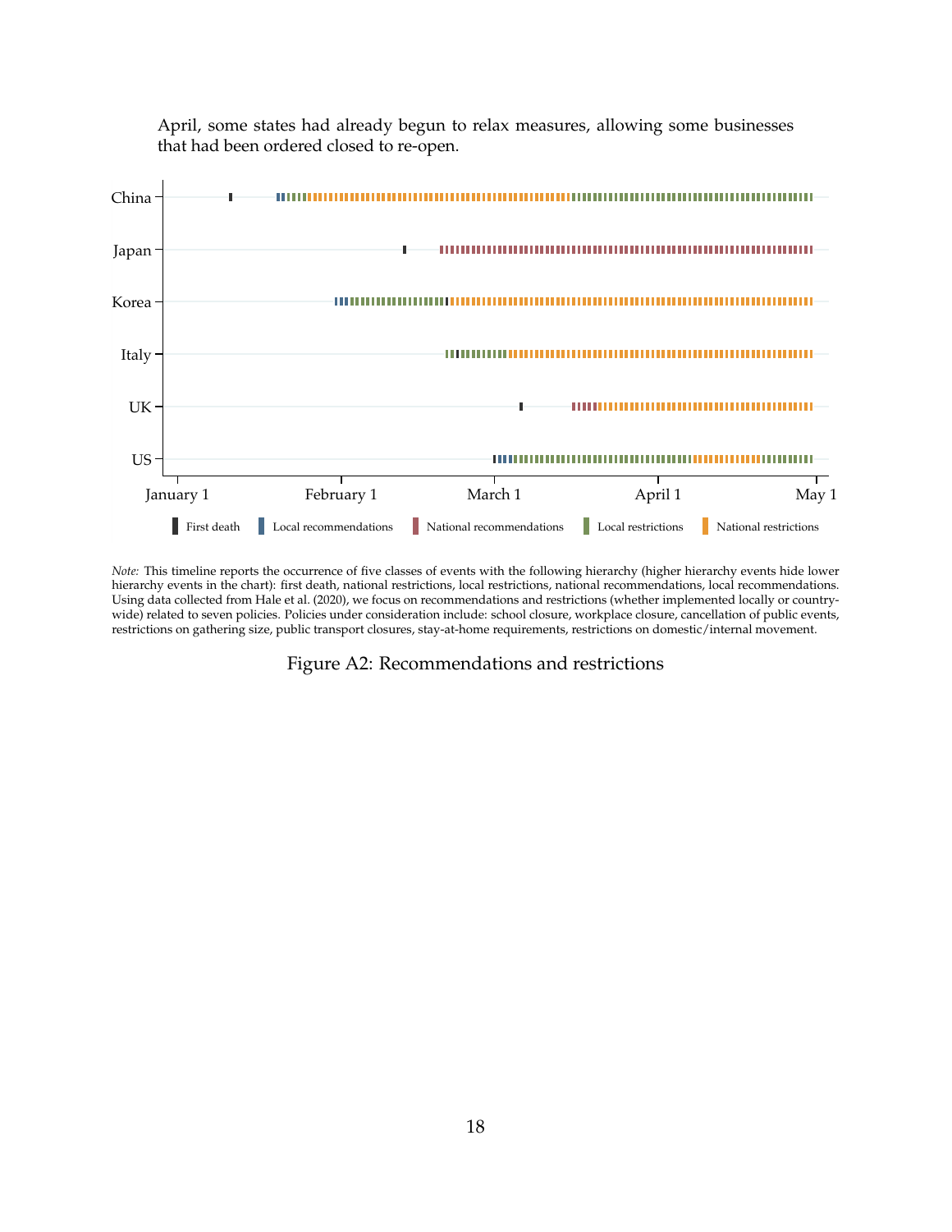April, some states had already begun to relax measures, allowing some businesses that had been ordered closed to re-open.

*Note:* This timeline reports the occurrence of five classes of events with the following hierarchy (higher hierarchy events hide lower hierarchy events in the chart): first death, national restrictions, local restrictions, national recommendations, local recommendations. Using data collected from Hale et al. (2020), we focus on recommendations and restrictions (whether implemented locally or country-wide) related to seven policies. Policies under consideration include: school closure, workplace closure, cancellation of public events, restrictions on gathering size, public transport closures, stay-at-home requirements, restrictions on domestic/internal movement.

Figure A2: Recommendations and restrictions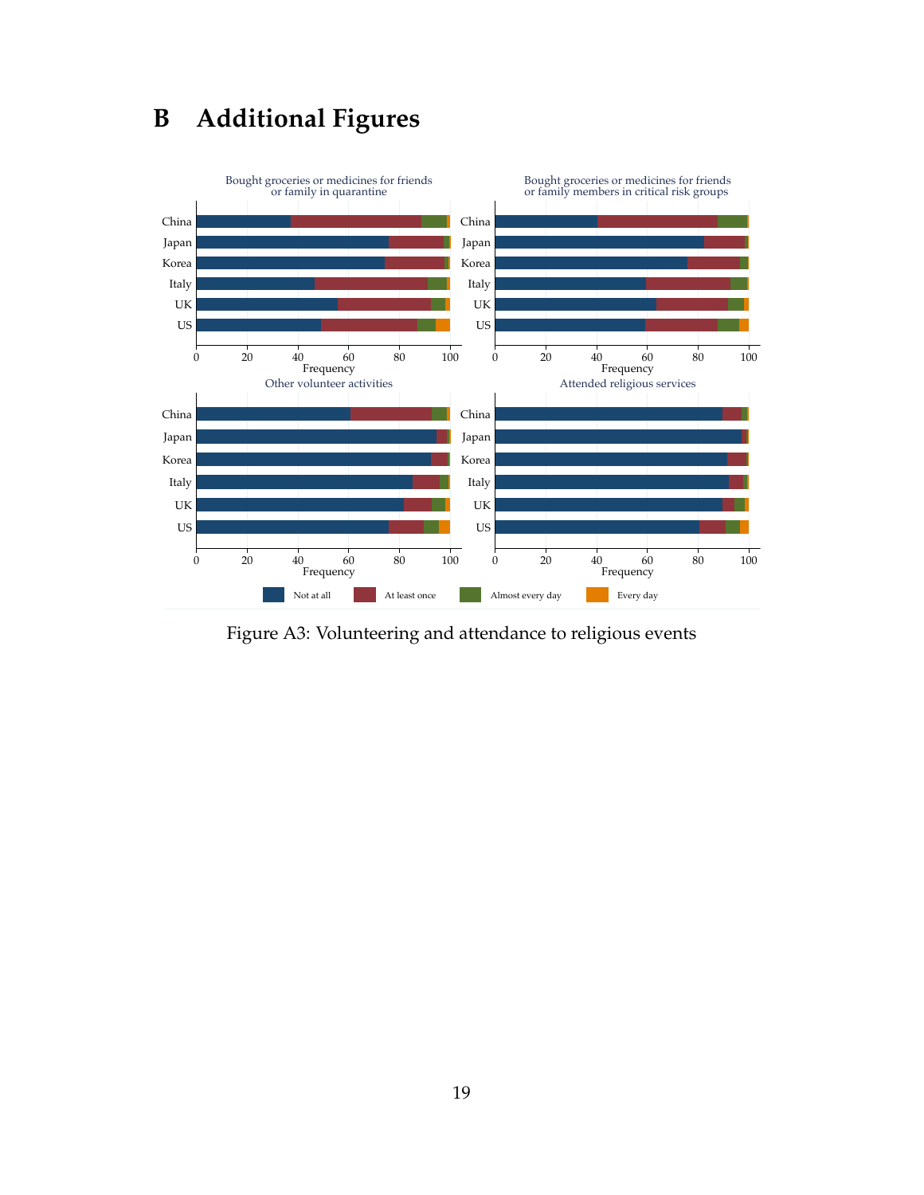# B Additional Figures

Figure A3: Volunteering and attendance to religious events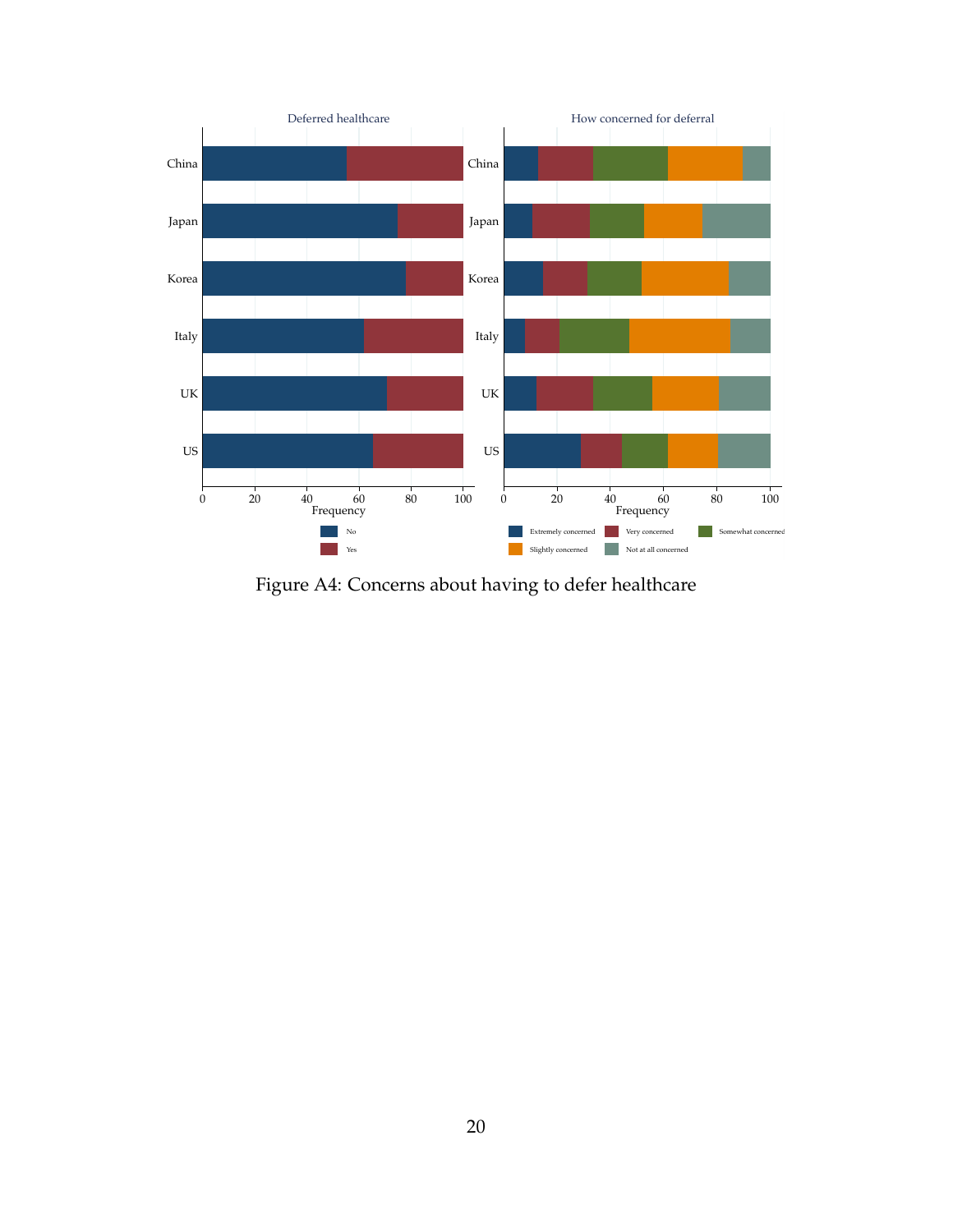Figure A4: Concerns about having to defer healthcare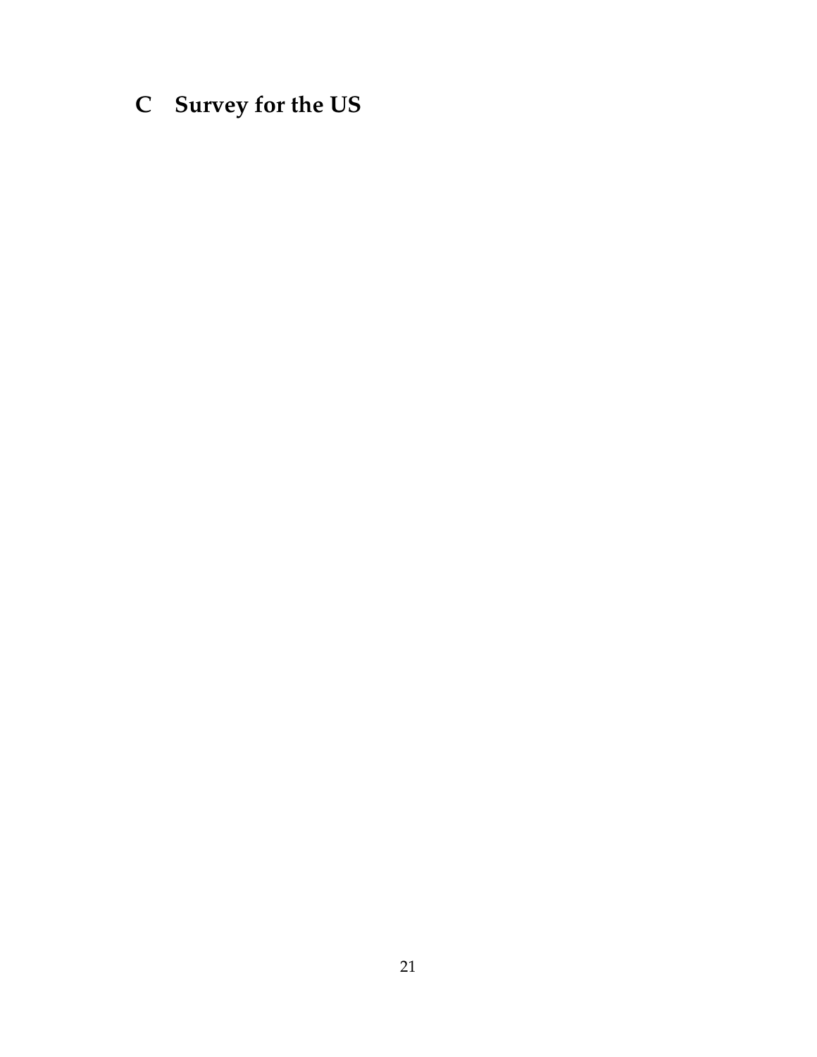# C Survey for the US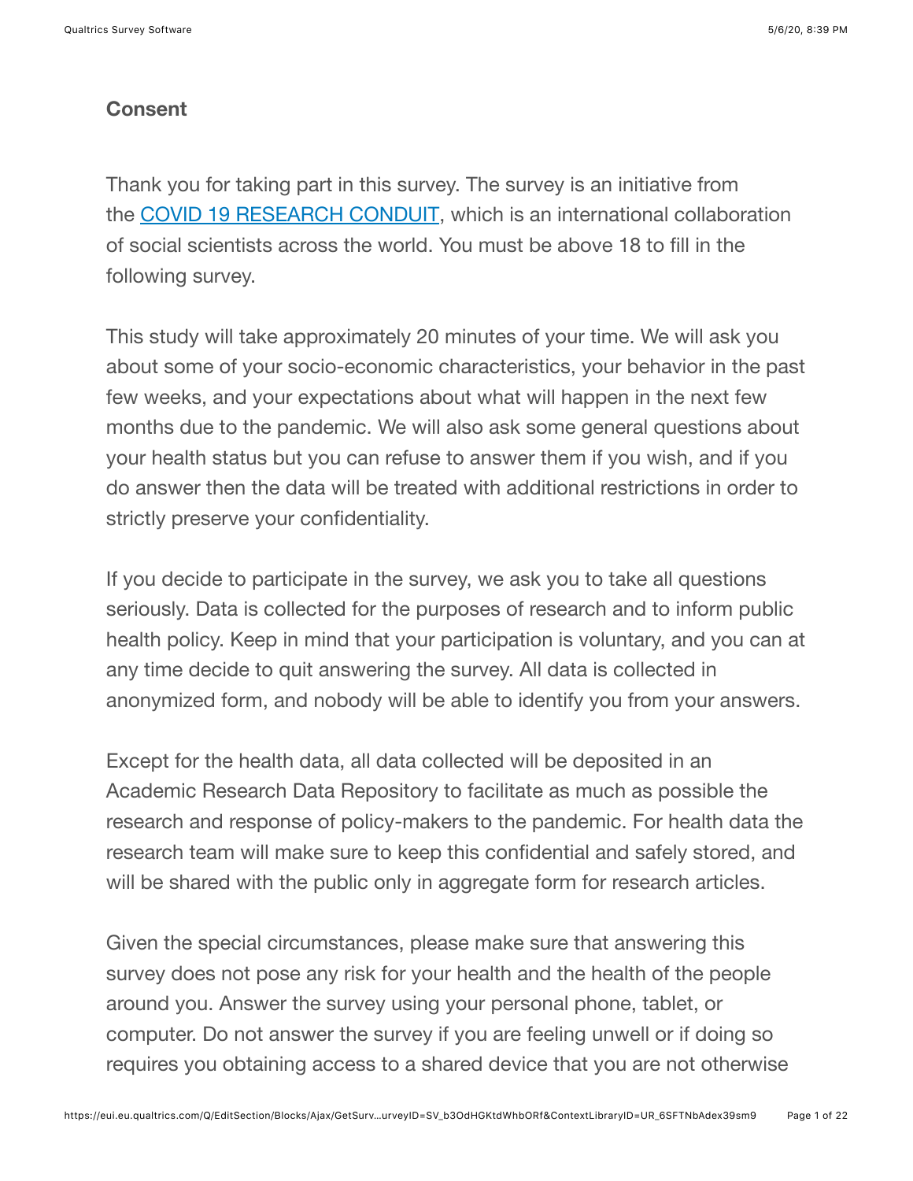## Consent

Thank you for taking part in this survey. The survey is an initiative from the [COVID 19 RESEARCH CONDUIT](), which is an international collaboration of social scientists across the world. You must be above 18 to fill in the following survey.

This study will take approximately 20 minutes of your time. We will ask you about some of your socio-economic characteristics, your behavior in the past few weeks, and your expectations about what will happen in the next few months due to the pandemic. We will also ask some general questions about your health status but you can refuse to answer them if you wish, and if you do answer then the data will be treated with additional restrictions in order to strictly preserve your confidentiality.

If you decide to participate in the survey, we ask you to take all questions seriously. Data is collected for the purposes of research and to inform public health policy. Keep in mind that your participation is voluntary, and you can at any time decide to quit answering the survey. All data is collected in anonymized form, and nobody will be able to identify you from your answers.

Except for the health data, all data collected will be deposited in an Academic Research Data Repository to facilitate as much as possible the research and response of policy-makers to the pandemic. For health data the research team will make sure to keep this confidential and safely stored, and will be shared with the public only in aggregate form for research articles.

Given the special circumstances, please make sure that answering this survey does not pose any risk for your health and the health of the people around you. Answer the survey using your personal phone, tablet, or computer. Do not answer the survey if you are feeling unwell or if doing so requires you obtaining access to a shared device that you are not otherwise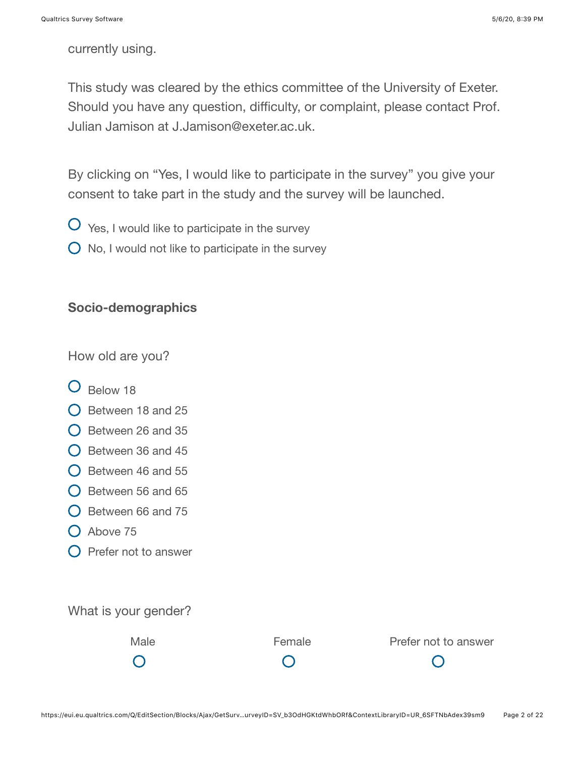currently using.

This study was cleared by the ethics committee of the University of Exeter. Should you have any question, difficulty, or complaint, please contact Prof. Julian Jamison at J.Jamison@exeter.ac.uk.

By clicking on “Yes, I would like to participate in the survey” you give your consent to take part in the study and the survey will be launched.

- Yes, I would like to participate in the survey
- No, I would not like to participate in the survey

**Socio-demographics**

How old are you?

- Below 18
- Between 18 and 25
- Between 26 and 35
- Between 36 and 45
- Between 46 and 55
- Between 56 and 65
- Between 66 and 75
- Above 75
- Prefer not to answer

What is your gender?

- Male
- Female
- Prefer not to answer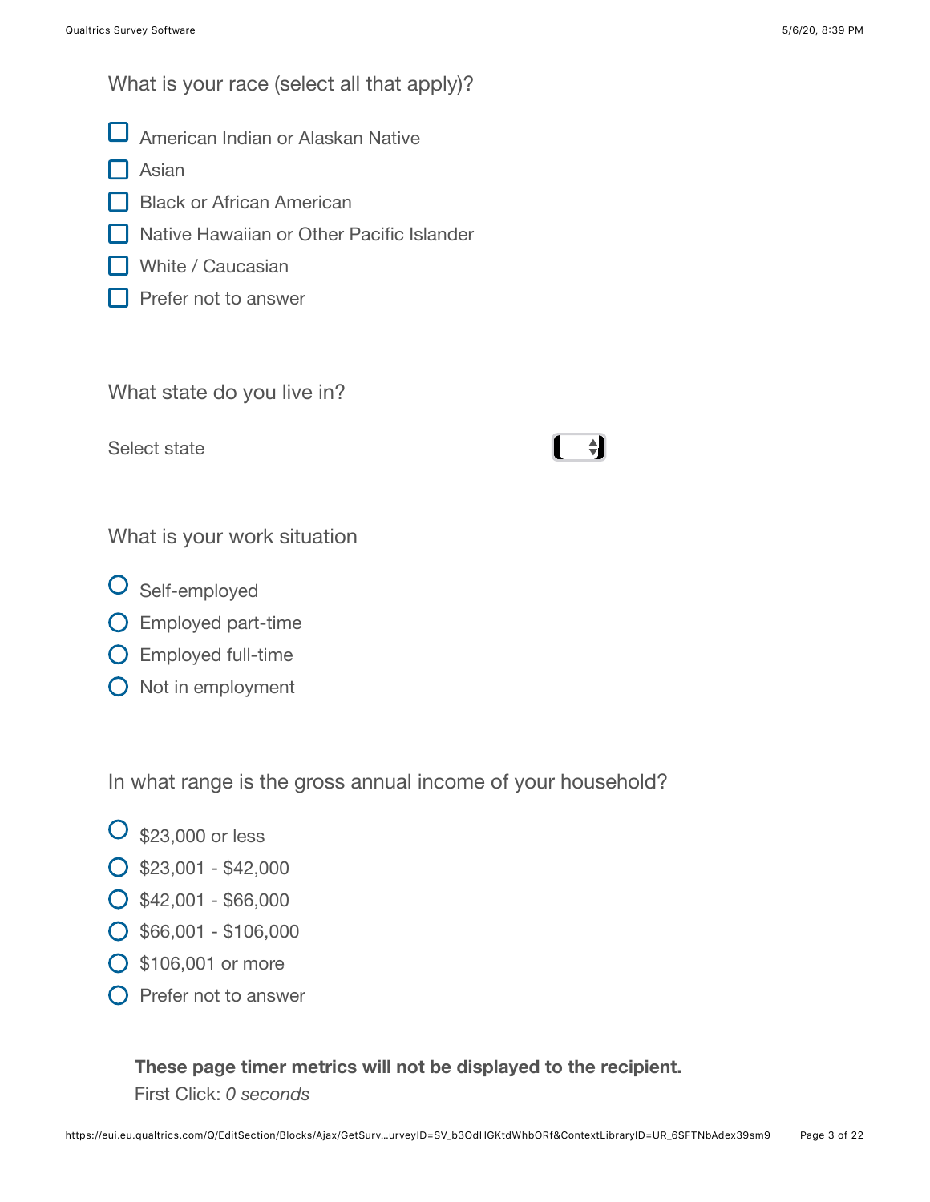What is your race (select all that apply)?

- ☐ American Indian or Alaskan Native
- ☐ Asian
- ☐ Black or African American
- ☐ Native Hawaiian or Other Pacific Islander
- ☐ White / Caucasian
- ☐ Prefer not to answer

What state do you live in?

Select state

What is your work situation

- ○ Self-employed
- ○ Employed part-time
- ○ Employed full-time
- ○ Not in employment

In what range is the gross annual income of your household?

- ○ $23,000 or less
- ○ $23,001 - $42,000
- ○ $42,001 - $66,000
- ○ $66,001 - $106,000
- ○ $106,001 or more
- ○ Prefer not to answer

**These page timer metrics will not be displayed to the recipient.**

First Click: *0 seconds*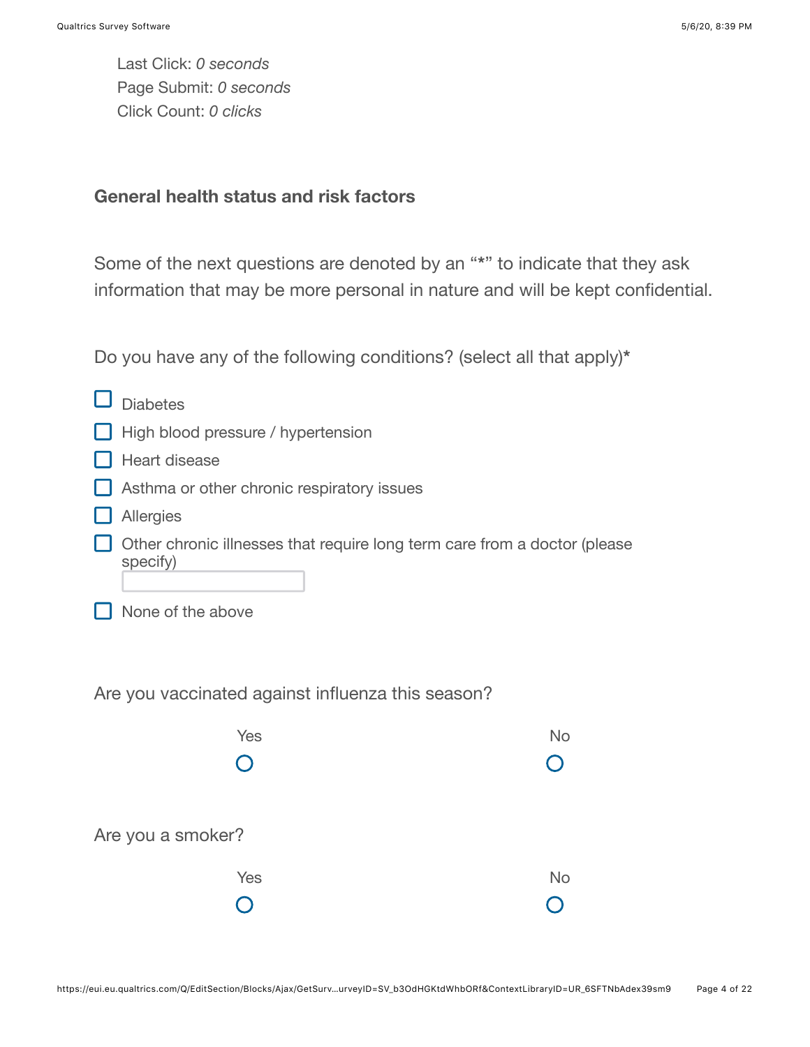Last Click: *0 seconds*
Page Submit: *0 seconds*
Click Count: *0 clicks*

**General health status and risk factors**

Some of the next questions are denoted by an "*" to indicate that they ask information that may be more personal in nature and will be kept confidential.

Do you have any of the following conditions? (select all that apply)*

- ☐ Diabetes
- ☐ High blood pressure / hypertension
- ☐ Heart disease
- ☐ Asthma or other chronic respiratory issues
- ☐ Allergies
- ☐ Other chronic illnesses that require long term care from a doctor (please specify) ____________
- ☐ None of the above

Are you vaccinated against influenza this season?

| Yes | No |
|---|---|
| ○ | ○ |

Are you a smoker?

| Yes | No |
|---|---|
| ○ | ○ |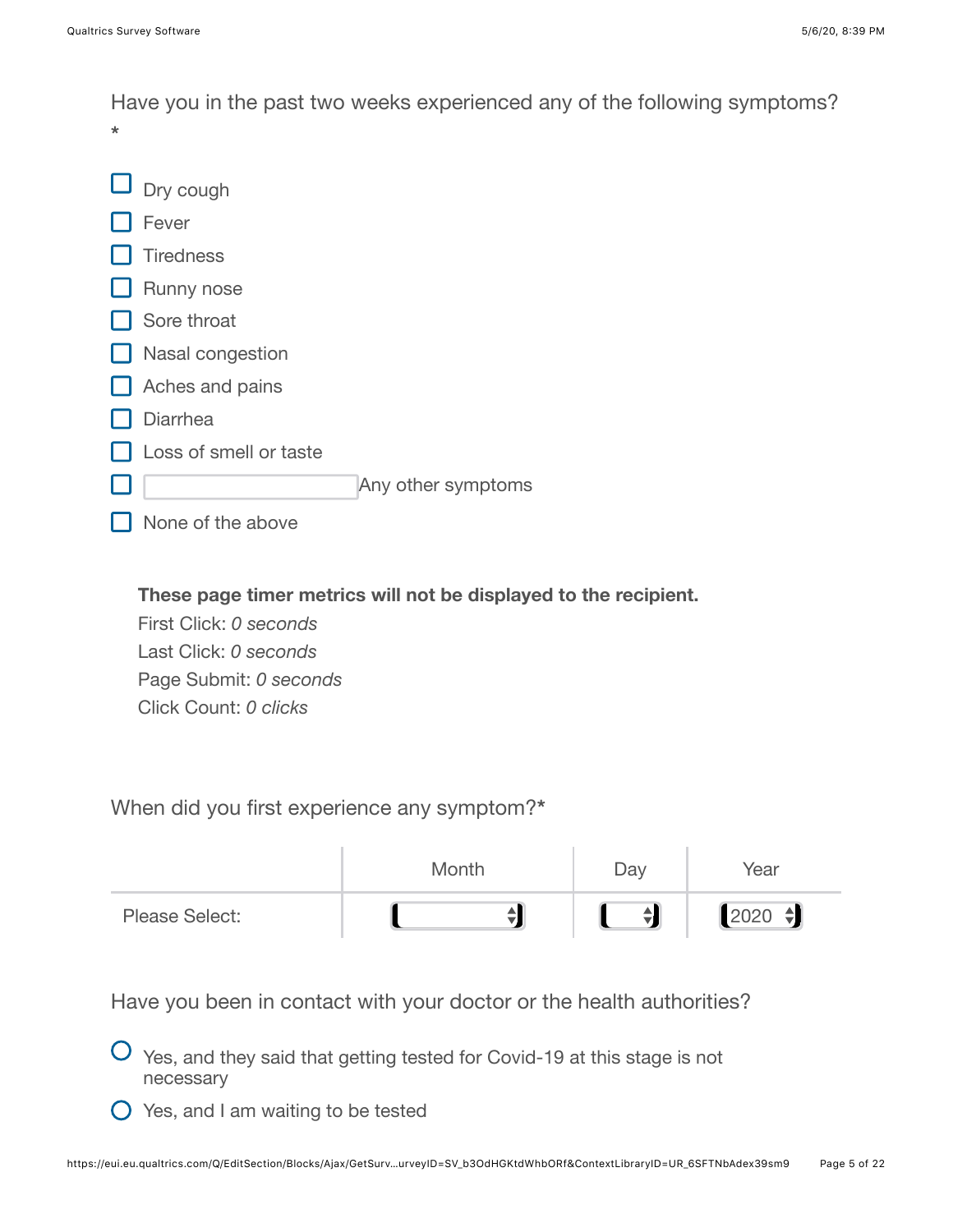Have you in the past two weeks experienced any of the following symptoms? *

- [ ] Dry cough
- [ ] Fever
- [ ] Tiredness
- [ ] Runny nose
- [ ] Sore throat
- [ ] Nasal congestion
- [ ] Aches and pains
- [ ] Diarrhea
- [ ] Loss of smell or taste
- [ ] ________ Any other symptoms
- [ ] None of the above

**These page timer metrics will not be displayed to the recipient.**
First Click: *0 seconds*
Last Click: *0 seconds*
Page Submit: *0 seconds*
Click Count: *0 clicks*

When did you first experience any symptom?*

| | Month | Day | Year |
|---|---|---|---|
| Please Select: | | | 2020 |

Have you been in contact with your doctor or the health authorities?

- ○ Yes, and they said that getting tested for Covid-19 at this stage is not necessary
- ○ Yes, and I am waiting to be tested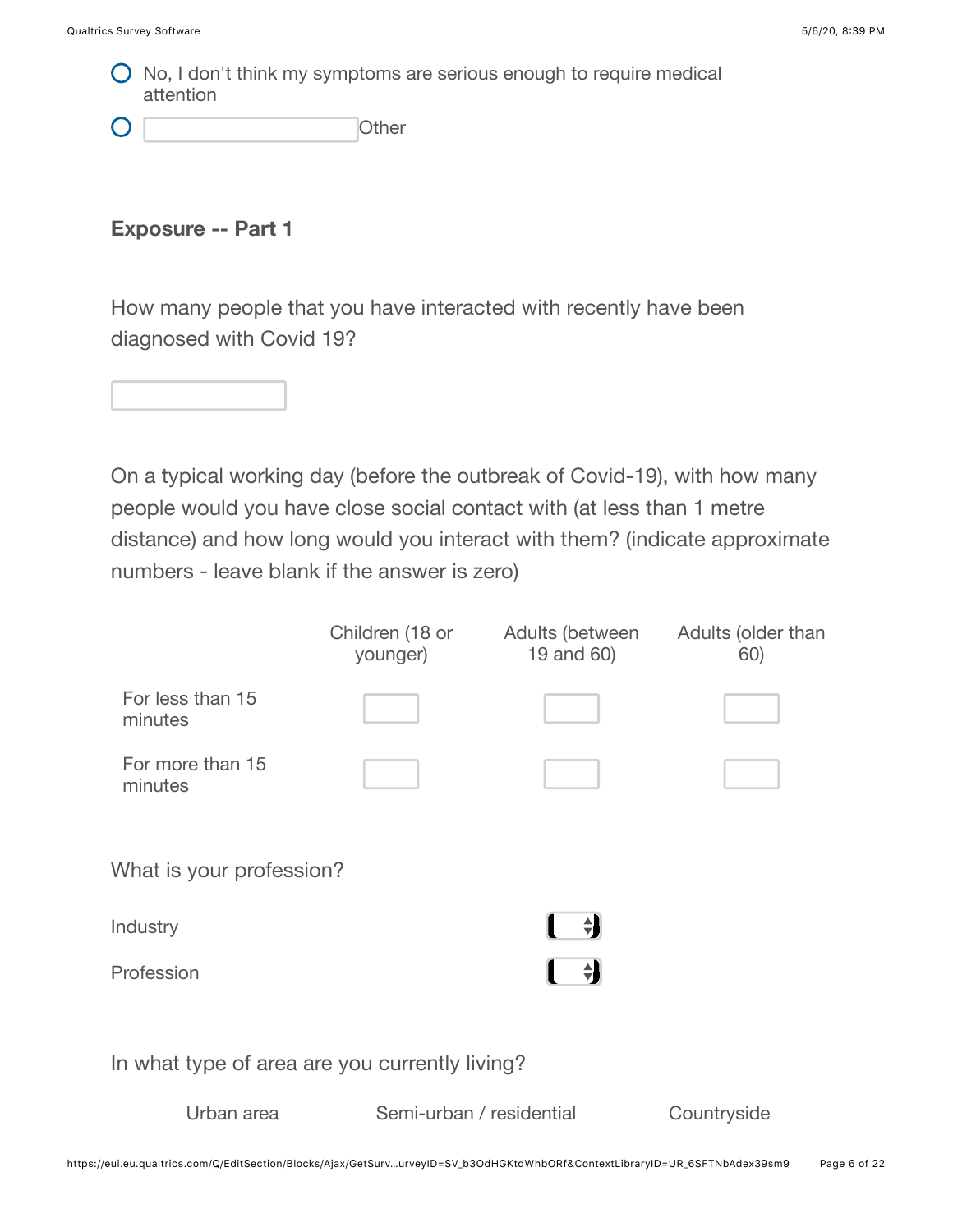- No, I don't think my symptoms are serious enough to require medical attention
- ____________ Other

**Exposure -- Part 1**

How many people that you have interacted with recently have been diagnosed with Covid 19?

____________

On a typical working day (before the outbreak of Covid-19), with how many people would you have close social contact with (at less than 1 metre distance) and how long would you interact with them? (indicate approximate numbers - leave blank if the answer is zero)

| | Children (18 or younger) | Adults (between 19 and 60) | Adults (older than 60) |
|---|---|---|---|
| For less than 15 minutes | | | |
| For more than 15 minutes | | | |

What is your profession?

| | |
|---|---|
| Industry | |
| Profession | |

In what type of area are you currently living?

| Urban area | Semi-urban / residential | Countryside |
|---|---|---|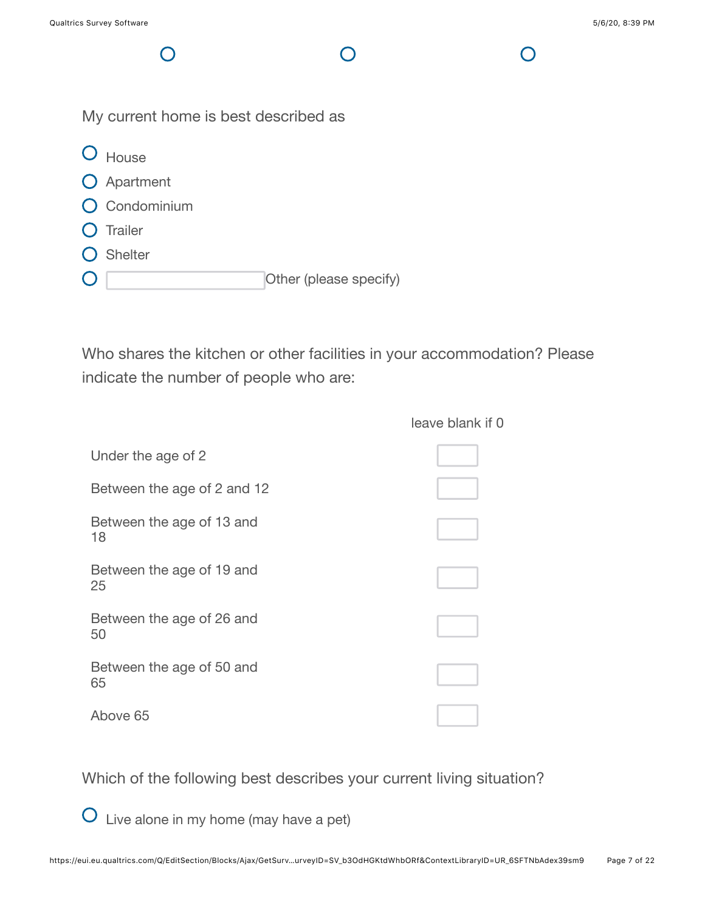My current home is best described as

- House
- Apartment
- Condominium
- Trailer
- Shelter
- ______ Other (please specify)

Who shares the kitchen or other facilities in your accommodation? Please indicate the number of people who are:

| | leave blank if 0 |
|---|---|
| Under the age of 2 | |
| Between the age of 2 and 12 | |
| Between the age of 13 and 18 | |
| Between the age of 19 and 25 | |
| Between the age of 26 and 50 | |
| Between the age of 50 and 65 | |
| Above 65 | |

Which of the following best describes your current living situation?

- Live alone in my home (may have a pet)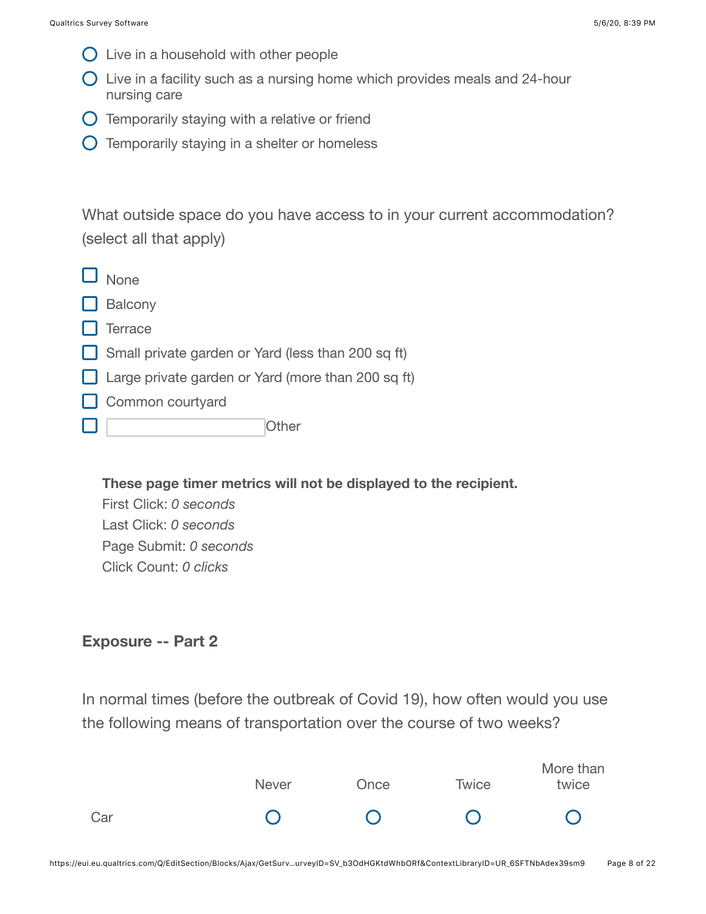- Live in a household with other people
- Live in a facility such as a nursing home which provides meals and 24-hour nursing care
- Temporarily staying with a relative or friend
- Temporarily staying in a shelter or homeless

What outside space do you have access to in your current accommodation? (select all that apply)

- [ ] None
- [ ] Balcony
- [ ] Terrace
- [ ] Small private garden or Yard (less than 200 sq ft)
- [ ] Large private garden or Yard (more than 200 sq ft)
- [ ] Common courtyard
- [ ] ____________ Other

**These page timer metrics will not be displayed to the recipient.**
First Click: *0 seconds*
Last Click: *0 seconds*
Page Submit: *0 seconds*
Click Count: *0 clicks*

### Exposure -- Part 2

In normal times (before the outbreak of Covid 19), how often would you use the following means of transportation over the course of two weeks?

| | Never | Once | Twice | More than twice |
|---|---|---|---|---|
| Car | ○ | ○ | ○ | ○ |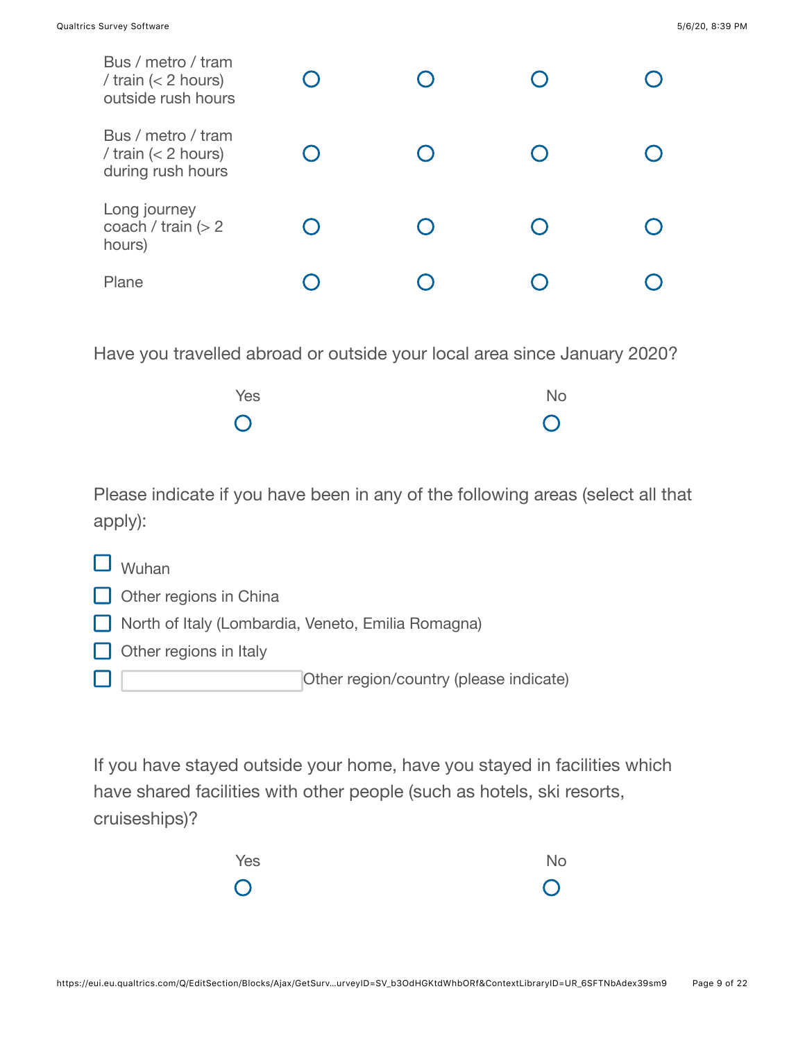| | | | | |
|---|---|---|---|---|
| Bus / metro / tram / train (< 2 hours) outside rush hours | ○ | ○ | ○ | ○ |
| Bus / metro / tram / train (< 2 hours) during rush hours | ○ | ○ | ○ | ○ |
| Long journey coach / train (> 2 hours) | ○ | ○ | ○ | ○ |
| Plane | ○ | ○ | ○ | ○ |

Have you travelled abroad or outside your local area since January 2020?

| Yes | No |
|---|---|
| ○ | ○ |

Please indicate if you have been in any of the following areas (select all that apply):

- ☐ Wuhan
- ☐ Other regions in China
- ☐ North of Italy (Lombardia, Veneto, Emilia Romagna)
- ☐ Other regions in Italy
- ☐ ________ Other region/country (please indicate)

If you have stayed outside your home, have you stayed in facilities which have shared facilities with other people (such as hotels, ski resorts, cruiseships)?

| Yes | No |
|---|---|
| ○ | ○ |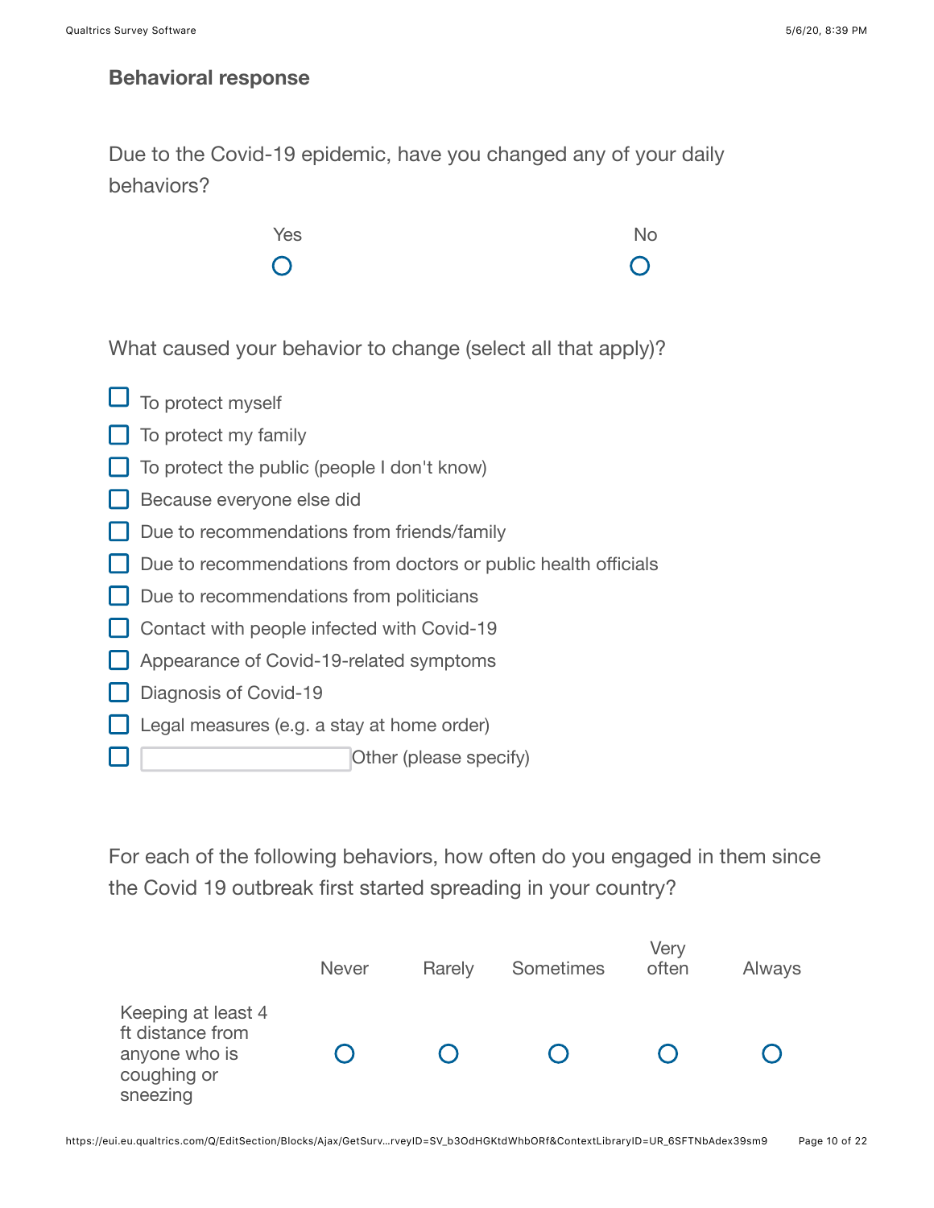## Behavioral response

Due to the Covid-19 epidemic, have you changed any of your daily behaviors?

| Yes | No |
|---|---|
| ○ | ○ |

What caused your behavior to change (select all that apply)?

- ☐ To protect myself
- ☐ To protect my family
- ☐ To protect the public (people I don't know)
- ☐ Because everyone else did
- ☐ Due to recommendations from friends/family
- ☐ Due to recommendations from doctors or public health officials
- ☐ Due to recommendations from politicians
- ☐ Contact with people infected with Covid-19
- ☐ Appearance of Covid-19-related symptoms
- ☐ Diagnosis of Covid-19
- ☐ Legal measures (e.g. a stay at home order)
- ☐ ________ Other (please specify)

For each of the following behaviors, how often do you engaged in them since the Covid 19 outbreak first started spreading in your country?

| | Never | Rarely | Sometimes | Very often | Always |
|---|---|---|---|---|---|
| Keeping at least 4 ft distance from anyone who is coughing or sneezing | ○ | ○ | ○ | ○ | ○ |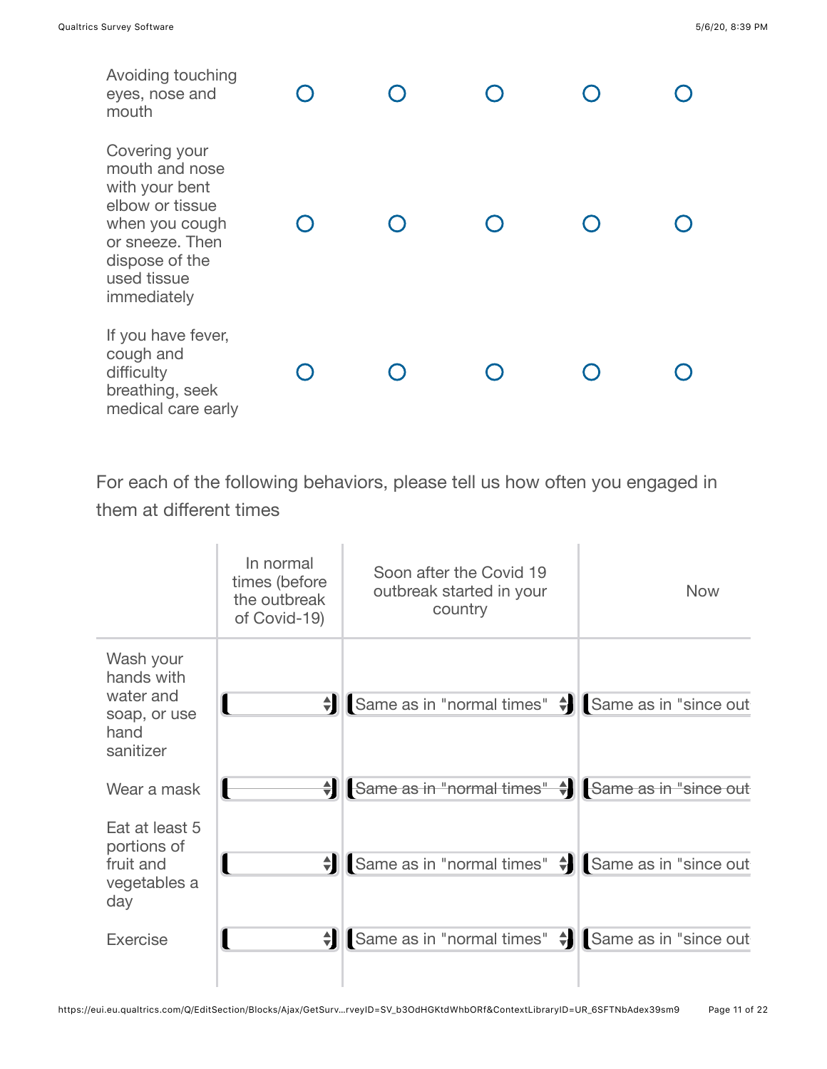| | | | | | |
|---|---|---|---|---|---|
| Avoiding touching eyes, nose and mouth | ○ | ○ | ○ | ○ | ○ |
| Covering your mouth and nose with your bent elbow or tissue when you cough or sneeze. Then dispose of the used tissue immediately | ○ | ○ | ○ | ○ | ○ |
| If you have fever, cough and difficulty breathing, seek medical care early | ○ | ○ | ○ | ○ | ○ |

For each of the following behaviors, please tell us how often you engaged in them at different times

| | In normal times (before the outbreak of Covid-19) | Soon after the Covid 19 outbreak started in your country | Now |
|---|---|---|---|
| Wash your hands with water and soap, or use hand sanitizer | | Same as in "normal times" | Same as in "since out |
| Wear a mask | | Same as in "normal times" | Same as in "since out |
| Eat at least 5 portions of fruit and vegetables a day | | Same as in "normal times" | Same as in "since out |
| Exercise | | Same as in "normal times" | Same as in "since out |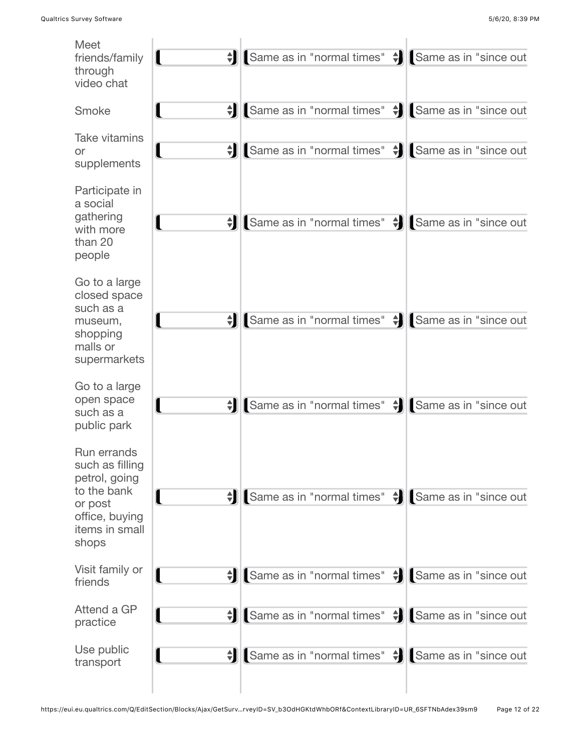| | | | |
|---|---|---|---|
| Meet friends/family through video chat | | Same as in "normal times" | Same as in "since out |
| Smoke | | Same as in "normal times" | Same as in "since out |
| Take vitamins or supplements | | Same as in "normal times" | Same as in "since out |
| Participate in a social gathering with more than 20 people | | Same as in "normal times" | Same as in "since out |
| Go to a large closed space such as a museum, shopping malls or supermarkets | | Same as in "normal times" | Same as in "since out |
| Go to a large open space such as a public park | | Same as in "normal times" | Same as in "since out |
| Run errands such as filling petrol, going to the bank or post office, buying items in small shops | | Same as in "normal times" | Same as in "since out |
| Visit family or friends | | Same as in "normal times" | Same as in "since out |
| Attend a GP practice | | Same as in "normal times" | Same as in "since out |
| Use public transport | | Same as in "normal times" | Same as in "since out |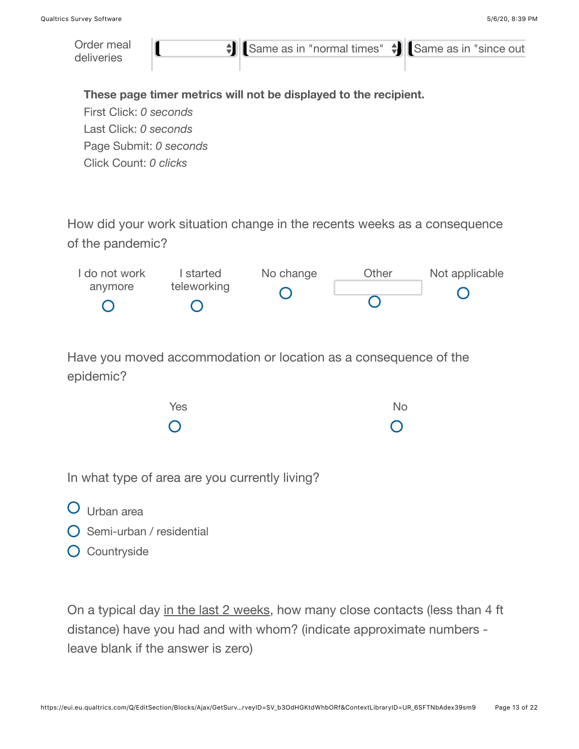| Order meal deliveries | | Same as in "normal times" | Same as in "since out |
|---|---|---|---|

**These page timer metrics will not be displayed to the recipient.**

First Click: *0 seconds*

Last Click: *0 seconds*

Page Submit: *0 seconds*

Click Count: *0 clicks*

How did your work situation change in the recents weeks as a consequence of the pandemic?

| I do not work anymore | I started teleworking | No change | Other | Not applicable |
|---|---|---|---|---|
| ○ | ○ | ○ | ○ | ○ |

Have you moved accommodation or location as a consequence of the epidemic?

| Yes | No |
|---|---|
| ○ | ○ |

In what type of area are you currently living?

- ○ Urban area
- ○ Semi-urban / residential
- ○ Countryside

On a typical day <u>in the last 2 weeks</u>, how many close contacts (less than 4 ft distance) have you had and with whom? (indicate approximate numbers - leave blank if the answer is zero)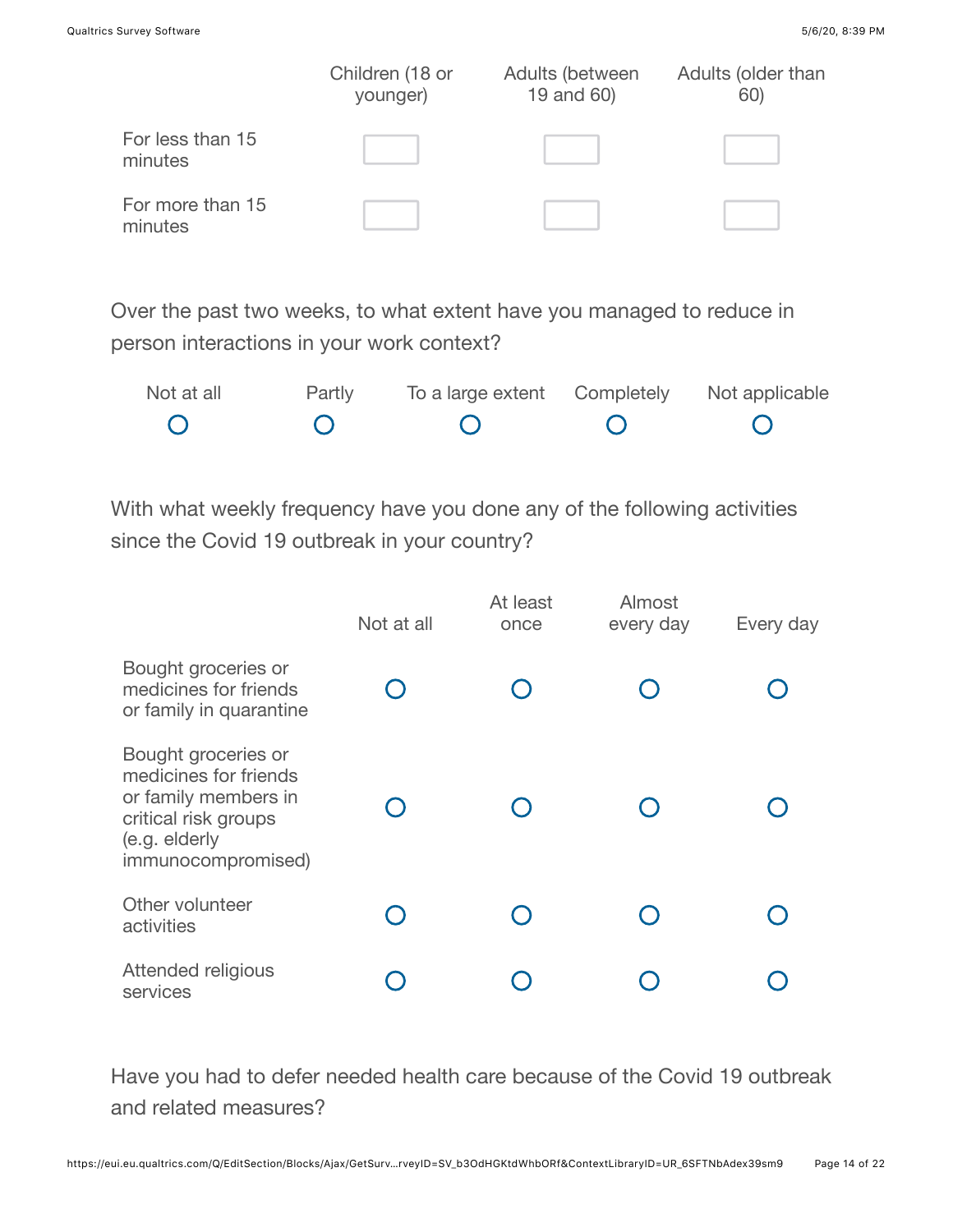| | Children (18 or younger) | Adults (between 19 and 60) | Adults (older than 60) |
|---|---|---|---|
| For less than 15 minutes | | | |
| For more than 15 minutes | | | |

Over the past two weeks, to what extent have you managed to reduce in person interactions in your work context?

| Not at all | Partly | To a large extent | Completely | Not applicable |
|---|---|---|---|---|
| ○ | ○ | ○ | ○ | ○ |

With what weekly frequency have you done any of the following activities since the Covid 19 outbreak in your country?

| | Not at all | At least once | Almost every day | Every day |
|---|---|---|---|---|
| Bought groceries or medicines for friends or family in quarantine | ○ | ○ | ○ | ○ |
| Bought groceries or medicines for friends or family members in critical risk groups (e.g. elderly immunocompromised) | ○ | ○ | ○ | ○ |
| Other volunteer activities | ○ | ○ | ○ | ○ |
| Attended religious services | ○ | ○ | ○ | ○ |

Have you had to defer needed health care because of the Covid 19 outbreak and related measures?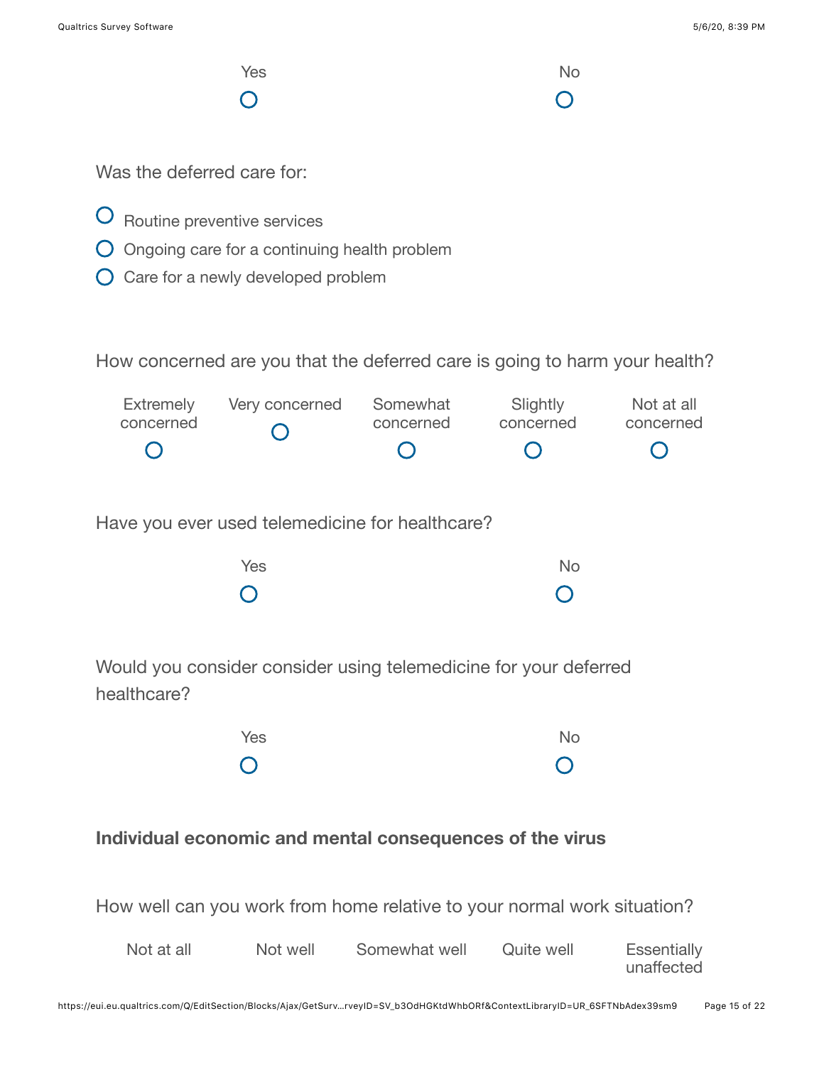| Yes | No |
|---|---|
| ○ | ○ |

Was the deferred care for:

- ○ Routine preventive services
- ○ Ongoing care for a continuing health problem
- ○ Care for a newly developed problem

How concerned are you that the deferred care is going to harm your health?

| Extremely concerned | Very concerned | Somewhat concerned | Slightly concerned | Not at all concerned |
|---|---|---|---|---|
| ○ | ○ | ○ | ○ | ○ |

Have you ever used telemedicine for healthcare?

| Yes | No |
|---|---|
| ○ | ○ |

Would you consider consider using telemedicine for your deferred healthcare?

| Yes | No |
|---|---|
| ○ | ○ |

**Individual economic and mental consequences of the virus**

How well can you work from home relative to your normal work situation?

| Not at all | Not well | Somewhat well | Quite well | Essentially unaffected |
|---|---|---|---|---|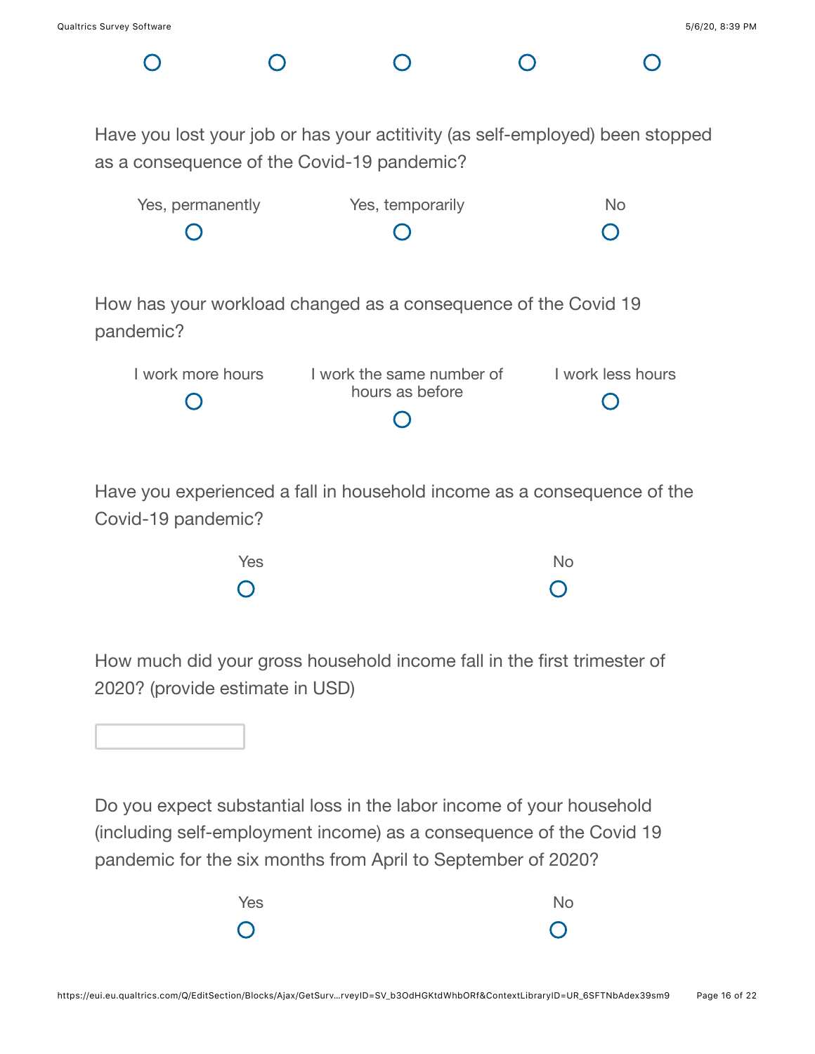Have you lost your job or has your actitivity (as self-employed) been stopped as a consequence of the Covid-19 pandemic?

| Yes, permanently | Yes, temporarily | No |
|---|---|---|
| ○ | ○ | ○ |

How has your workload changed as a consequence of the Covid 19 pandemic?

| I work more hours | I work the same number of hours as before | I work less hours |
|---|---|---|
| ○ | ○ | ○ |

Have you experienced a fall in household income as a consequence of the Covid-19 pandemic?

| Yes | No |
|---|---|
| ○ | ○ |

How much did your gross household income fall in the first trimester of 2020? (provide estimate in USD)

\_\_\_\_\_\_\_\_\_\_\_\_\_\_\_\_

Do you expect substantial loss in the labor income of your household (including self-employment income) as a consequence of the Covid 19 pandemic for the six months from April to September of 2020?

| Yes | No |
|---|---|
| ○ | ○ |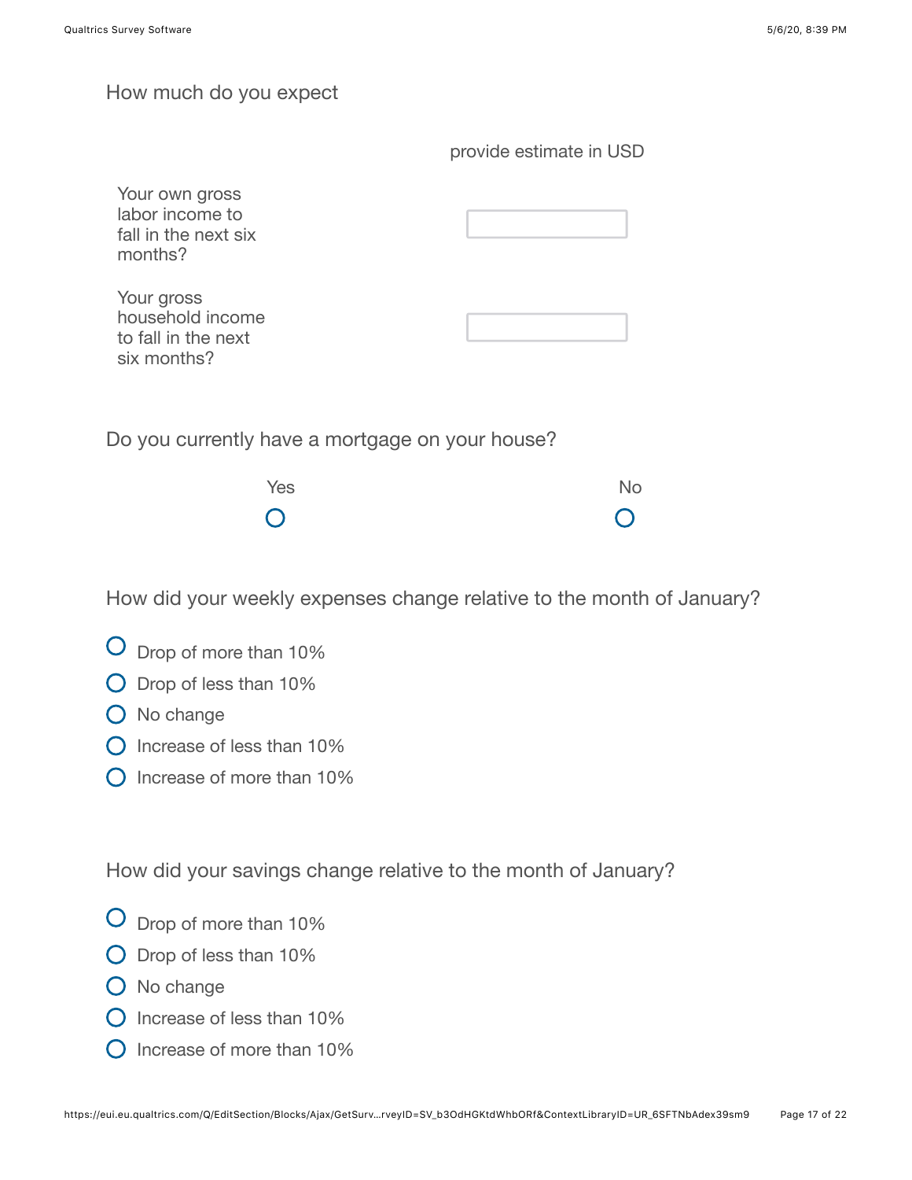How much do you expect

| | provide estimate in USD |
|---|---|
| Your own gross labor income to fall in the next six months? | |
| Your gross household income to fall in the next six months? | |

Do you currently have a mortgage on your house?

| Yes | No |
|---|---|
| ○ | ○ |

How did your weekly expenses change relative to the month of January?

- ○ Drop of more than 10%
- ○ Drop of less than 10%
- ○ No change
- ○ Increase of less than 10%
- ○ Increase of more than 10%

How did your savings change relative to the month of January?

- ○ Drop of more than 10%
- ○ Drop of less than 10%
- ○ No change
- ○ Increase of less than 10%
- ○ Increase of more than 10%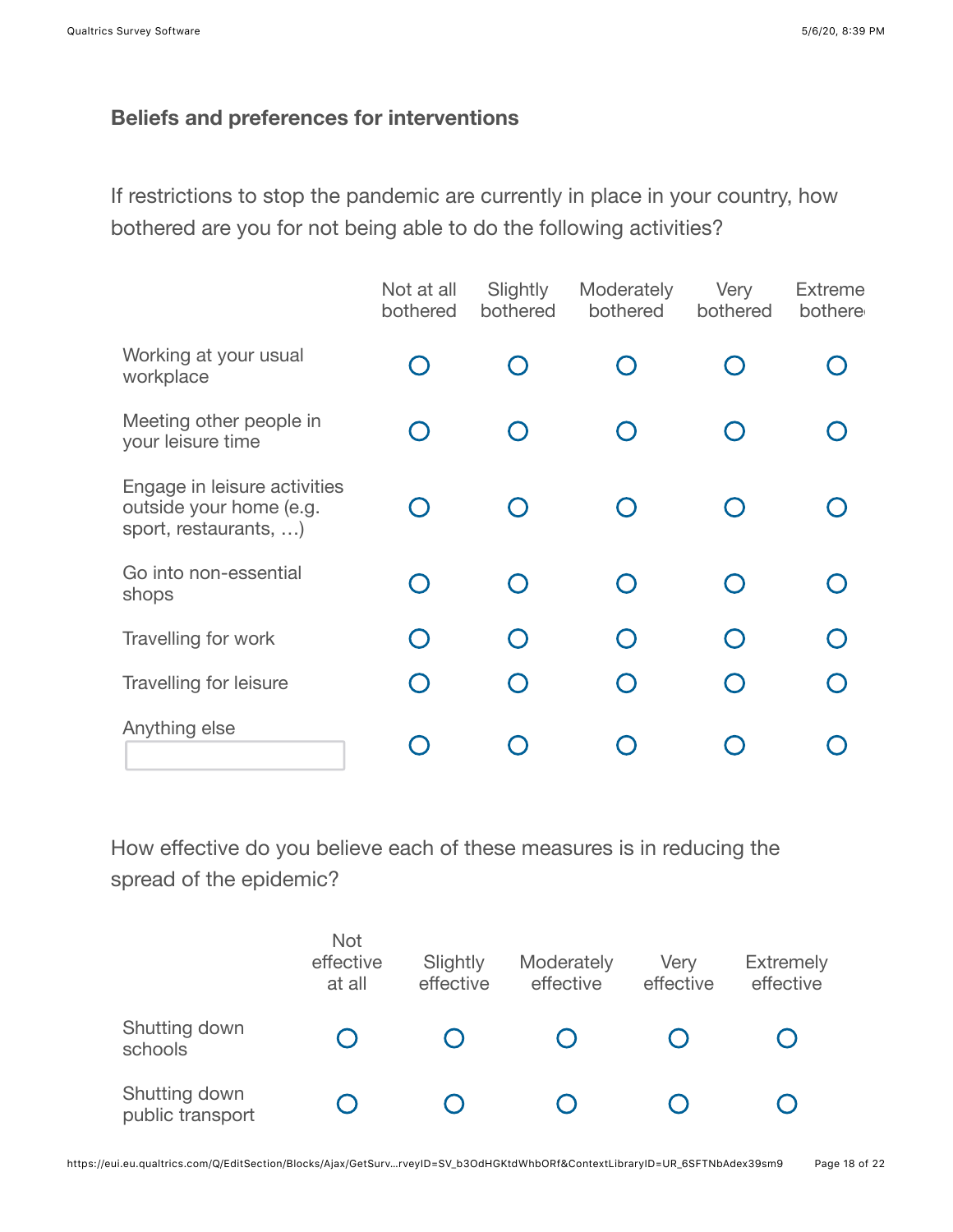### Beliefs and preferences for interventions

If restrictions to stop the pandemic are currently in place in your country, how bothered are you for not being able to do the following activities?

| | Not at all bothered | Slightly bothered | Moderately bothered | Very bothered | Extreme bothere |
|---|---|---|---|---|---|
| Working at your usual workplace | ○ | ○ | ○ | ○ | ○ |
| Meeting other people in your leisure time | ○ | ○ | ○ | ○ | ○ |
| Engage in leisure activities outside your home (e.g. sport, restaurants, …) | ○ | ○ | ○ | ○ | ○ |
| Go into non-essential shops | ○ | ○ | ○ | ○ | ○ |
| Travelling for work | ○ | ○ | ○ | ○ | ○ |
| Travelling for leisure | ○ | ○ | ○ | ○ | ○ |
| Anything else ______ | ○ | ○ | ○ | ○ | ○ |

How effective do you believe each of these measures is in reducing the spread of the epidemic?

| | Not effective at all | Slightly effective | Moderately effective | Very effective | Extremely effective |
|---|---|---|---|---|---|
| Shutting down schools | ○ | ○ | ○ | ○ | ○ |
| Shutting down public transport | ○ | ○ | ○ | ○ | ○ |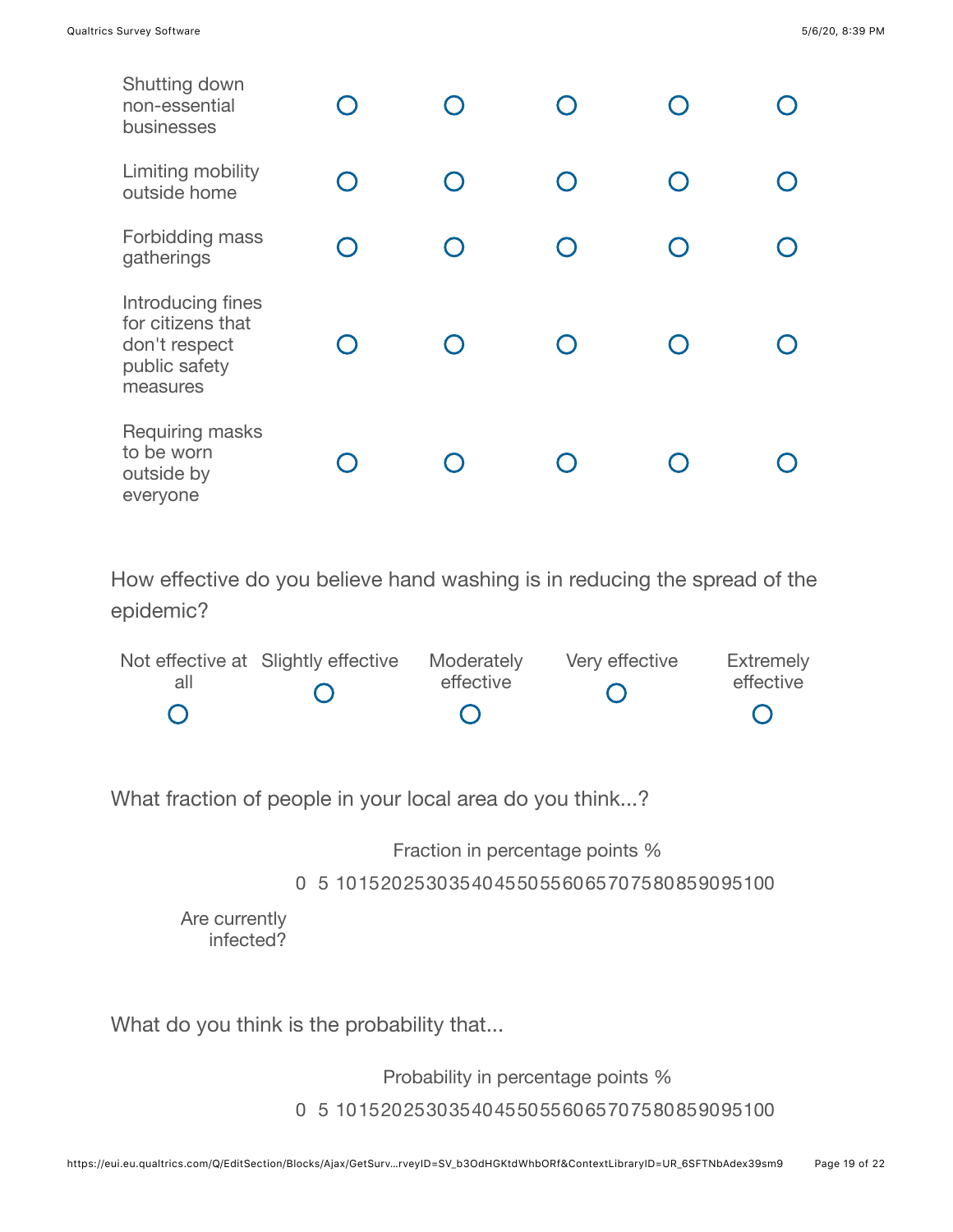| | | | | | |
|---|---|---|---|---|---|
| Shutting down non-essential businesses | ○ | ○ | ○ | ○ | ○ |
| Limiting mobility outside home | ○ | ○ | ○ | ○ | ○ |
| Forbidding mass gatherings | ○ | ○ | ○ | ○ | ○ |
| Introducing fines for citizens that don't respect public safety measures | ○ | ○ | ○ | ○ | ○ |
| Requiring masks to be worn outside by everyone | ○ | ○ | ○ | ○ | ○ |

How effective do you believe hand washing is in reducing the spread of the epidemic?

| Not effective at all | Slightly effective | Moderately effective | Very effective | Extremely effective |
|---|---|---|---|---|
| ○ | ○ | ○ | ○ | ○ |

What fraction of people in your local area do you think...?

Fraction in percentage points %

0 5 10 15 20 25 30 35 40 45 50 55 60 65 70 75 80 85 90 95 100

Are currently infected?

What do you think is the probability that...

Probability in percentage points %

0 5 10 15 20 25 30 35 40 45 50 55 60 65 70 75 80 85 90 95 100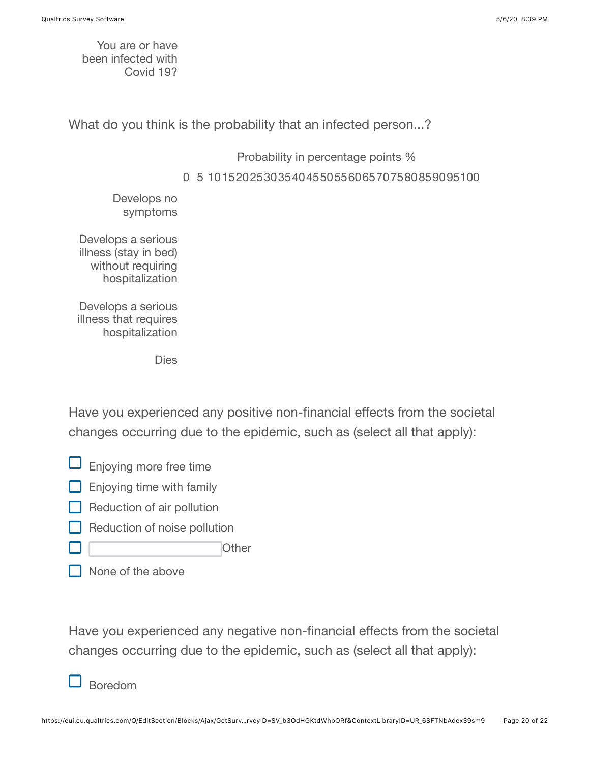You are or have been infected with Covid 19?

What do you think is the probability that an infected person...?

| | Probability in percentage points % |
|---|---|
| | 0 5 10 15 20 25 30 35 40 45 50 55 60 65 70 75 80 85 90 95 100 |
| Develops no symptoms | |
| Develops a serious illness (stay in bed) without requiring hospitalization | |
| Develops a serious illness that requires hospitalization | |
| Dies | |

Have you experienced any positive non-financial effects from the societal changes occurring due to the epidemic, such as (select all that apply):

- ☐ Enjoying more free time
- ☐ Enjoying time with family
- ☐ Reduction of air pollution
- ☐ Reduction of noise pollution
- ☐ \_\_\_\_\_\_\_\_\_\_ Other
- ☐ None of the above

Have you experienced any negative non-financial effects from the societal changes occurring due to the epidemic, such as (select all that apply):

- ☐ Boredom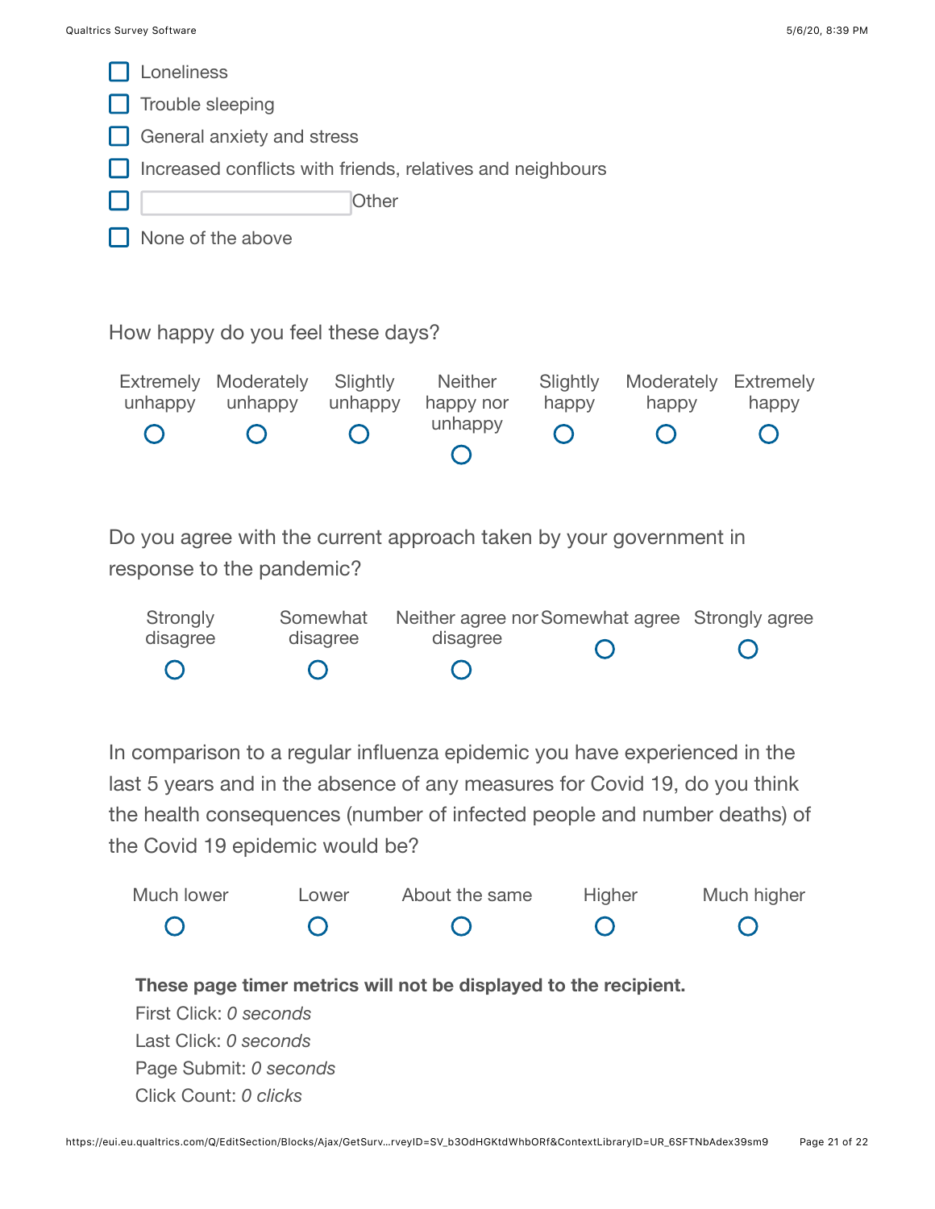- [ ] Loneliness
- [ ] Trouble sleeping
- [ ] General anxiety and stress
- [ ] Increased conflicts with friends, relatives and neighbours
- [ ] ________ Other
- [ ] None of the above

How happy do you feel these days?

| Extremely unhappy | Moderately unhappy | Slightly unhappy | Neither happy nor unhappy | Slightly happy | Moderately happy | Extremely happy |
|---|---|---|---|---|---|---|
| ○ | ○ | ○ | ○ | ○ | ○ | ○ |

Do you agree with the current approach taken by your government in response to the pandemic?

| Strongly disagree | Somewhat disagree | Neither agree nor disagree | Somewhat agree | Strongly agree |
|---|---|---|---|---|
| ○ | ○ | ○ | ○ | ○ |

In comparison to a regular influenza epidemic you have experienced in the last 5 years and in the absence of any measures for Covid 19, do you think the health consequences (number of infected people and number deaths) of the Covid 19 epidemic would be?

| Much lower | Lower | About the same | Higher | Much higher |
|---|---|---|---|---|
| ○ | ○ | ○ | ○ | ○ |

**These page timer metrics will not be displayed to the recipient.**

First Click: *0 seconds*
Last Click: *0 seconds*
Page Submit: *0 seconds*
Click Count: *0 clicks*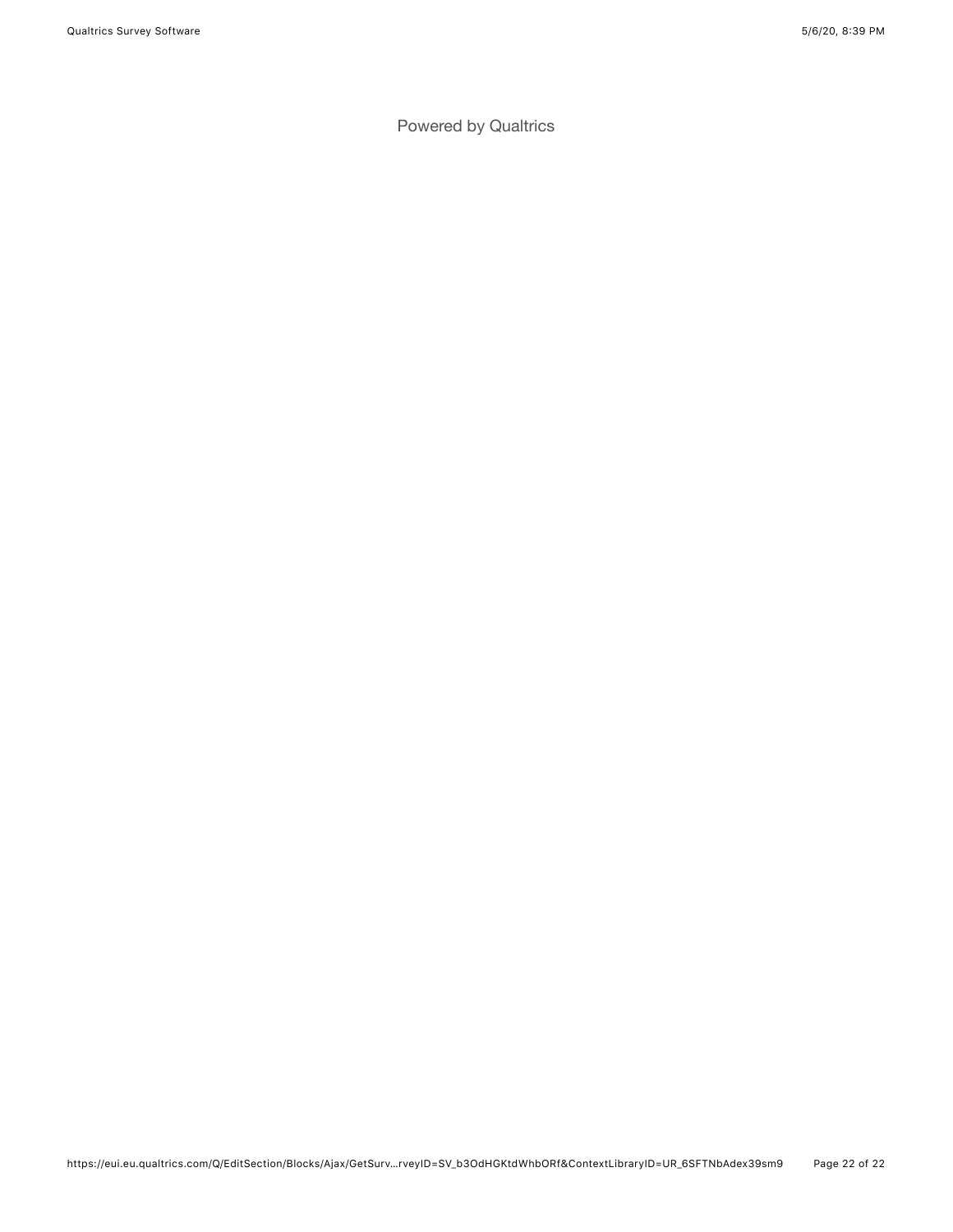Powered by Qualtrics